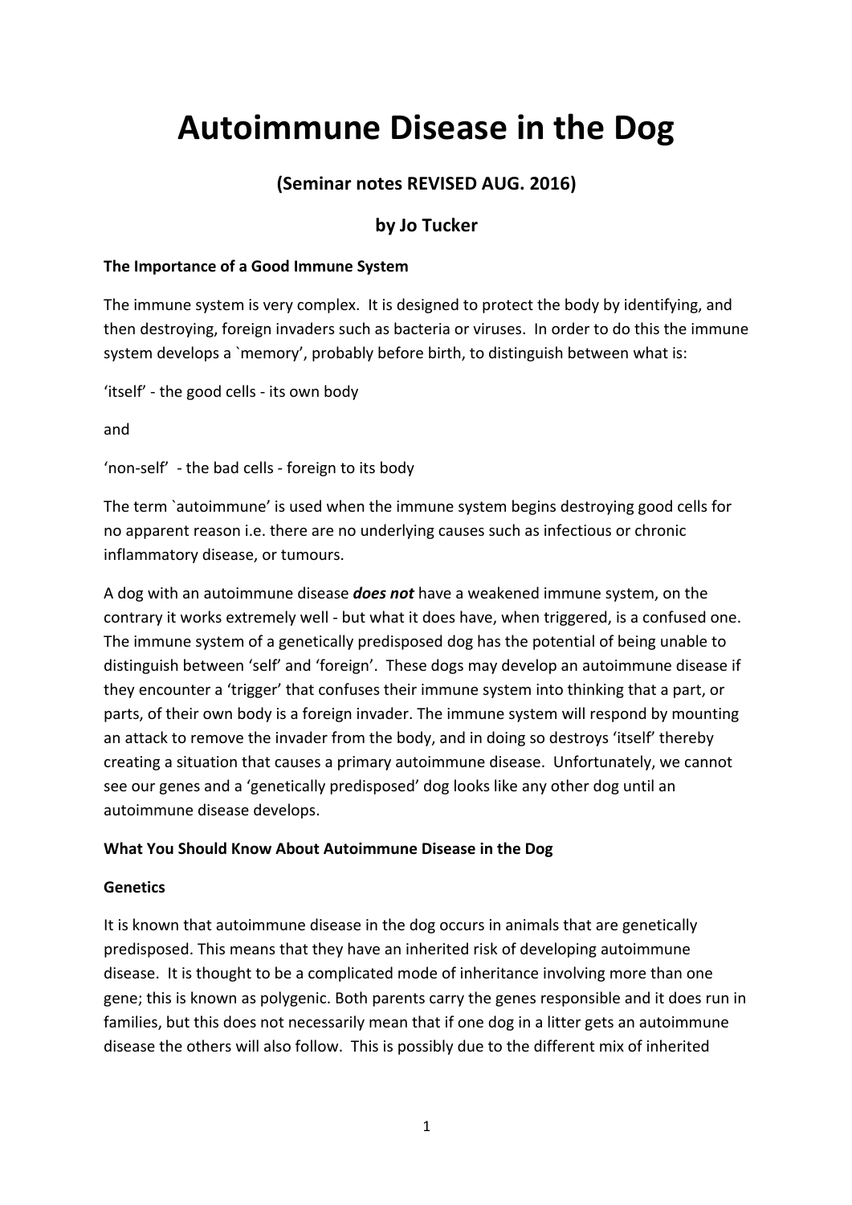# Autoimmune Disease in the Dog

### (Seminar notes REVISED AUG. 2016)

### by Jo Tucker

**The Importance of a Good Immune System**

The immune system is very complex. It is designed to protect the body by identifying, and then destroying, foreign invaders such as bacteria or viruses. In order to do this the immune system develops a `memory', probably before birth, to distinguish between what is:

'itself' - the good cells - its own body

and

'non-self' - the bad cells - foreign to its body

The term `autoimmune' is used when the immune system begins destroying good cells for no apparent reason i.e. there are no underlying causes such as infectious or chronic inflammatory disease, or tumours.

A dog with an autoimmune disease ***does not*** have a weakened immune system, on the contrary it works extremely well - but what it does have, when triggered, is a confused one. The immune system of a genetically predisposed dog has the potential of being unable to distinguish between 'self' and 'foreign'. These dogs may develop an autoimmune disease if they encounter a 'trigger' that confuses their immune system into thinking that a part, or parts, of their own body is a foreign invader. The immune system will respond by mounting an attack to remove the invader from the body, and in doing so destroys 'itself' thereby creating a situation that causes a primary autoimmune disease. Unfortunately, we cannot see our genes and a 'genetically predisposed' dog looks like any other dog until an autoimmune disease develops.

**What You Should Know About Autoimmune Disease in the Dog**

**Genetics**

It is known that autoimmune disease in the dog occurs in animals that are genetically predisposed. This means that they have an inherited risk of developing autoimmune disease. It is thought to be a complicated mode of inheritance involving more than one gene; this is known as polygenic. Both parents carry the genes responsible and it does run in families, but this does not necessarily mean that if one dog in a litter gets an autoimmune disease the others will also follow. This is possibly due to the different mix of inherited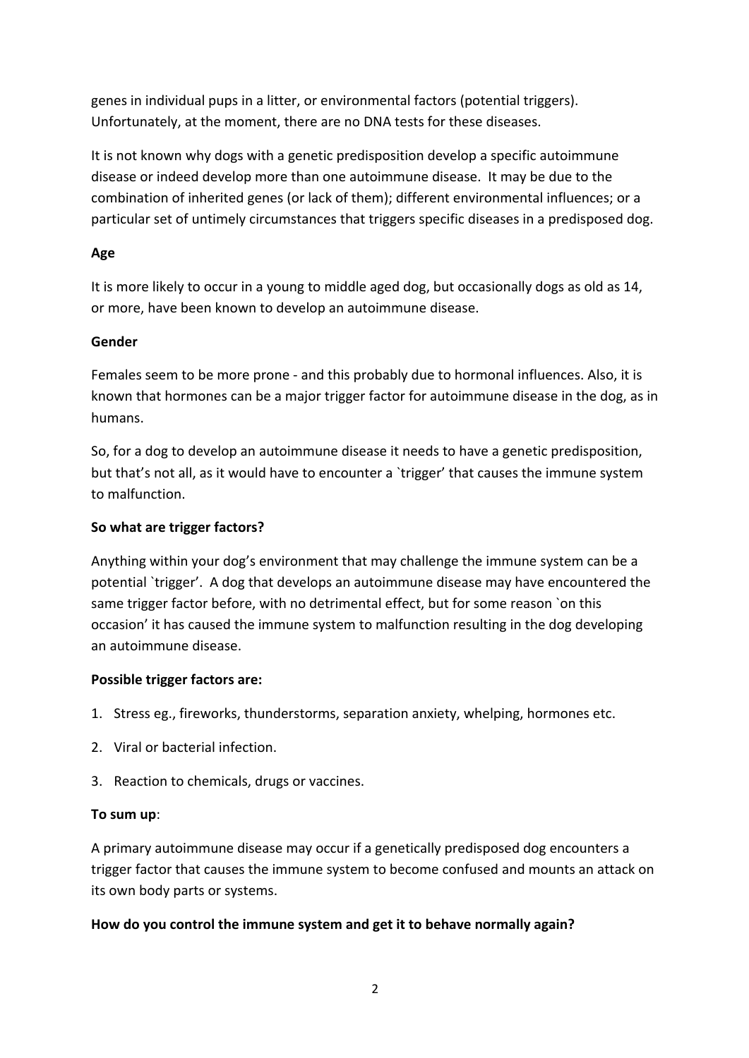genes in individual pups in a litter, or environmental factors (potential triggers). Unfortunately, at the moment, there are no DNA tests for these diseases.

It is not known why dogs with a genetic predisposition develop a specific autoimmune disease or indeed develop more than one autoimmune disease. It may be due to the combination of inherited genes (or lack of them); different environmental influences; or a particular set of untimely circumstances that triggers specific diseases in a predisposed dog.

**Age**

It is more likely to occur in a young to middle aged dog, but occasionally dogs as old as 14, or more, have been known to develop an autoimmune disease.

**Gender**

Females seem to be more prone - and this probably due to hormonal influences. Also, it is known that hormones can be a major trigger factor for autoimmune disease in the dog, as in humans.

So, for a dog to develop an autoimmune disease it needs to have a genetic predisposition, but that's not all, as it would have to encounter a `trigger' that causes the immune system to malfunction.

**So what are trigger factors?**

Anything within your dog's environment that may challenge the immune system can be a potential `trigger'. A dog that develops an autoimmune disease may have encountered the same trigger factor before, with no detrimental effect, but for some reason `on this occasion' it has caused the immune system to malfunction resulting in the dog developing an autoimmune disease.

**Possible trigger factors are:**

1. Stress eg., fireworks, thunderstorms, separation anxiety, whelping, hormones etc.
2. Viral or bacterial infection.
3. Reaction to chemicals, drugs or vaccines.

**To sum up**:

A primary autoimmune disease may occur if a genetically predisposed dog encounters a trigger factor that causes the immune system to become confused and mounts an attack on its own body parts or systems.

**How do you control the immune system and get it to behave normally again?**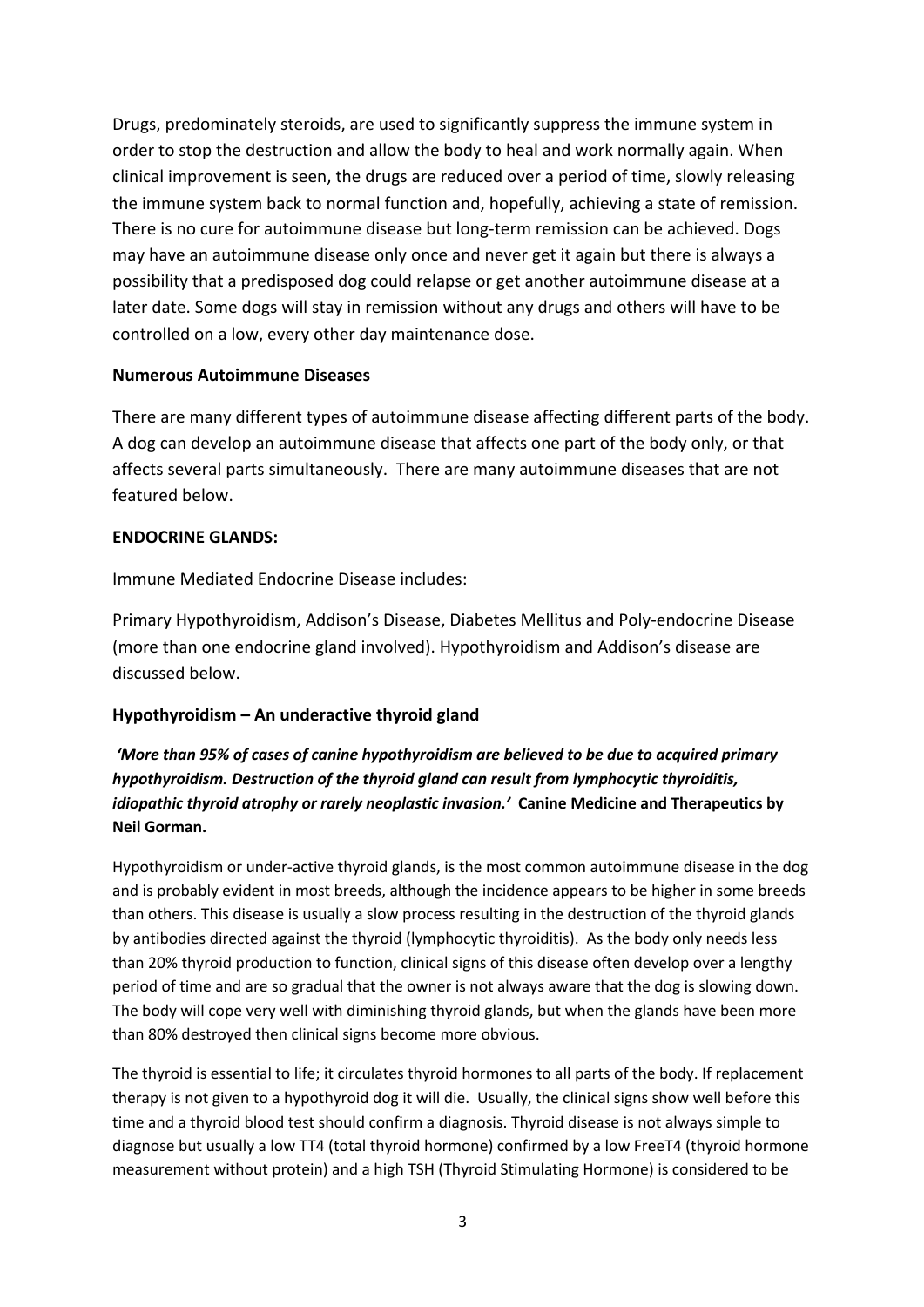Drugs, predominately steroids, are used to significantly suppress the immune system in order to stop the destruction and allow the body to heal and work normally again. When clinical improvement is seen, the drugs are reduced over a period of time, slowly releasing the immune system back to normal function and, hopefully, achieving a state of remission. There is no cure for autoimmune disease but long-term remission can be achieved. Dogs may have an autoimmune disease only once and never get it again but there is always a possibility that a predisposed dog could relapse or get another autoimmune disease at a later date. Some dogs will stay in remission without any drugs and others will have to be controlled on a low, every other day maintenance dose.

**Numerous Autoimmune Diseases**

There are many different types of autoimmune disease affecting different parts of the body. A dog can develop an autoimmune disease that affects one part of the body only, or that affects several parts simultaneously. There are many autoimmune diseases that are not featured below.

**ENDOCRINE GLANDS:**

Immune Mediated Endocrine Disease includes:

Primary Hypothyroidism, Addison's Disease, Diabetes Mellitus and Poly-endocrine Disease (more than one endocrine gland involved). Hypothyroidism and Addison's disease are discussed below.

**Hypothyroidism – An underactive thyroid gland**

***'More than 95% of cases of canine hypothyroidism are believed to be due to acquired primary hypothyroidism. Destruction of the thyroid gland can result from lymphocytic thyroiditis, idiopathic thyroid atrophy or rarely neoplastic invasion.'*** **Canine Medicine and Therapeutics by Neil Gorman.**

Hypothyroidism or under-active thyroid glands, is the most common autoimmune disease in the dog and is probably evident in most breeds, although the incidence appears to be higher in some breeds than others. This disease is usually a slow process resulting in the destruction of the thyroid glands by antibodies directed against the thyroid (lymphocytic thyroiditis). As the body only needs less than 20% thyroid production to function, clinical signs of this disease often develop over a lengthy period of time and are so gradual that the owner is not always aware that the dog is slowing down. The body will cope very well with diminishing thyroid glands, but when the glands have been more than 80% destroyed then clinical signs become more obvious.

The thyroid is essential to life; it circulates thyroid hormones to all parts of the body. If replacement therapy is not given to a hypothyroid dog it will die. Usually, the clinical signs show well before this time and a thyroid blood test should confirm a diagnosis. Thyroid disease is not always simple to diagnose but usually a low TT4 (total thyroid hormone) confirmed by a low FreeT4 (thyroid hormone measurement without protein) and a high TSH (Thyroid Stimulating Hormone) is considered to be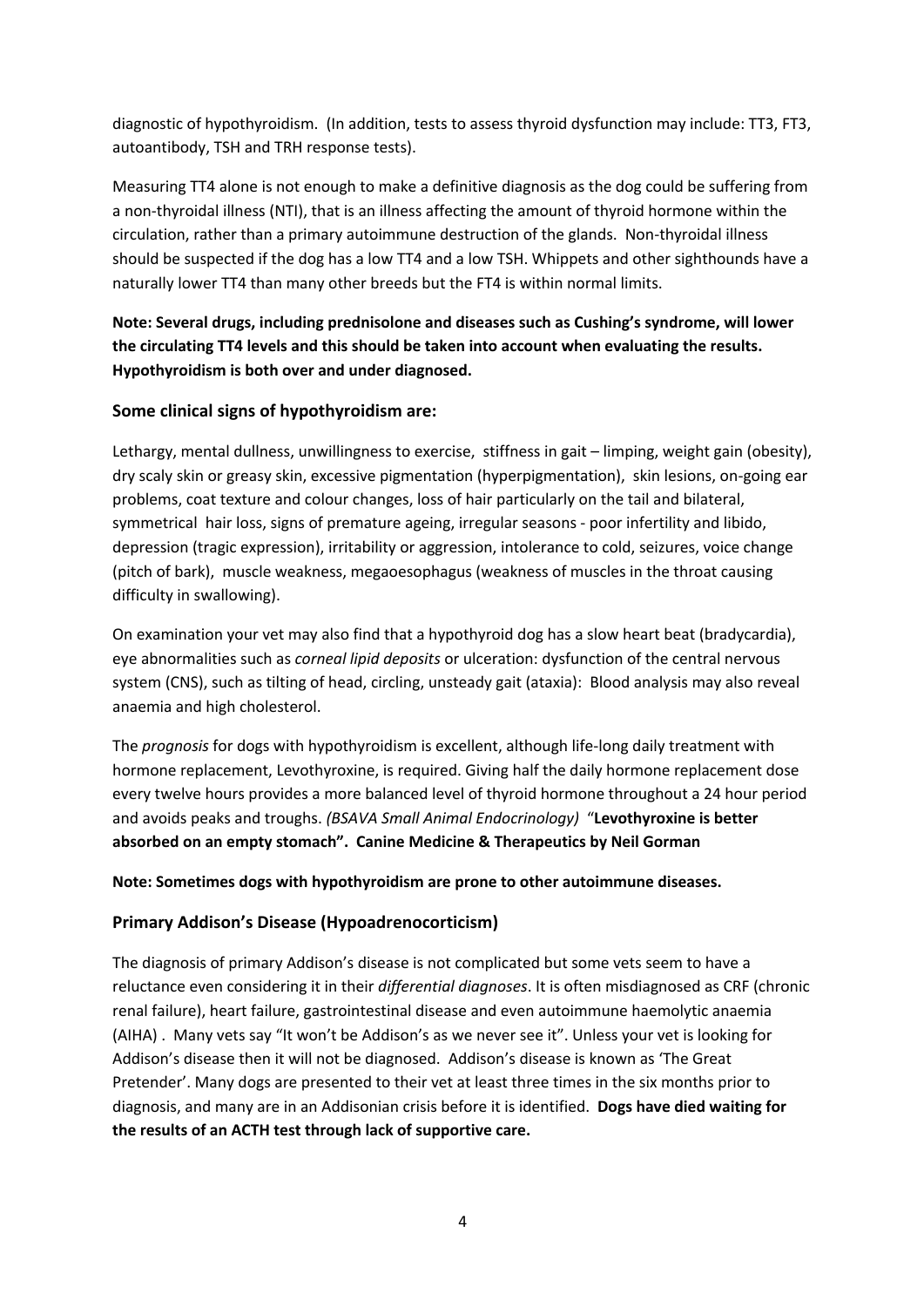diagnostic of hypothyroidism. (In addition, tests to assess thyroid dysfunction may include: TT3, FT3, autoantibody, TSH and TRH response tests).

Measuring TT4 alone is not enough to make a definitive diagnosis as the dog could be suffering from a non-thyroidal illness (NTI), that is an illness affecting the amount of thyroid hormone within the circulation, rather than a primary autoimmune destruction of the glands. Non-thyroidal illness should be suspected if the dog has a low TT4 and a low TSH. Whippets and other sighthounds have a naturally lower TT4 than many other breeds but the FT4 is within normal limits.

**Note: Several drugs, including prednisolone and diseases such as Cushing's syndrome, will lower the circulating TT4 levels and this should be taken into account when evaluating the results. Hypothyroidism is both over and under diagnosed.**

### Some clinical signs of hypothyroidism are:

Lethargy, mental dullness, unwillingness to exercise, stiffness in gait – limping, weight gain (obesity), dry scaly skin or greasy skin, excessive pigmentation (hyperpigmentation), skin lesions, on-going ear problems, coat texture and colour changes, loss of hair particularly on the tail and bilateral, symmetrical hair loss, signs of premature ageing, irregular seasons - poor infertility and libido, depression (tragic expression), irritability or aggression, intolerance to cold, seizures, voice change (pitch of bark), muscle weakness, megaoesophagus (weakness of muscles in the throat causing difficulty in swallowing).

On examination your vet may also find that a hypothyroid dog has a slow heart beat (bradycardia), eye abnormalities such as *corneal lipid deposits* or ulceration: dysfunction of the central nervous system (CNS), such as tilting of head, circling, unsteady gait (ataxia): Blood analysis may also reveal anaemia and high cholesterol.

The *prognosis* for dogs with hypothyroidism is excellent, although life-long daily treatment with hormone replacement, Levothyroxine, is required. Giving half the daily hormone replacement dose every twelve hours provides a more balanced level of thyroid hormone throughout a 24 hour period and avoids peaks and troughs. *(BSAVA Small Animal Endocrinology)* "**Levothyroxine is better absorbed on an empty stomach". Canine Medicine & Therapeutics by Neil Gorman**

**Note: Sometimes dogs with hypothyroidism are prone to other autoimmune diseases.**

### Primary Addison's Disease (Hypoadrenocorticism)

The diagnosis of primary Addison's disease is not complicated but some vets seem to have a reluctance even considering it in their *differential diagnoses*. It is often misdiagnosed as CRF (chronic renal failure), heart failure, gastrointestinal disease and even autoimmune haemolytic anaemia (AIHA) . Many vets say "It won't be Addison's as we never see it". Unless your vet is looking for Addison's disease then it will not be diagnosed. Addison's disease is known as 'The Great Pretender'. Many dogs are presented to their vet at least three times in the six months prior to diagnosis, and many are in an Addisonian crisis before it is identified. **Dogs have died waiting for the results of an ACTH test through lack of supportive care.**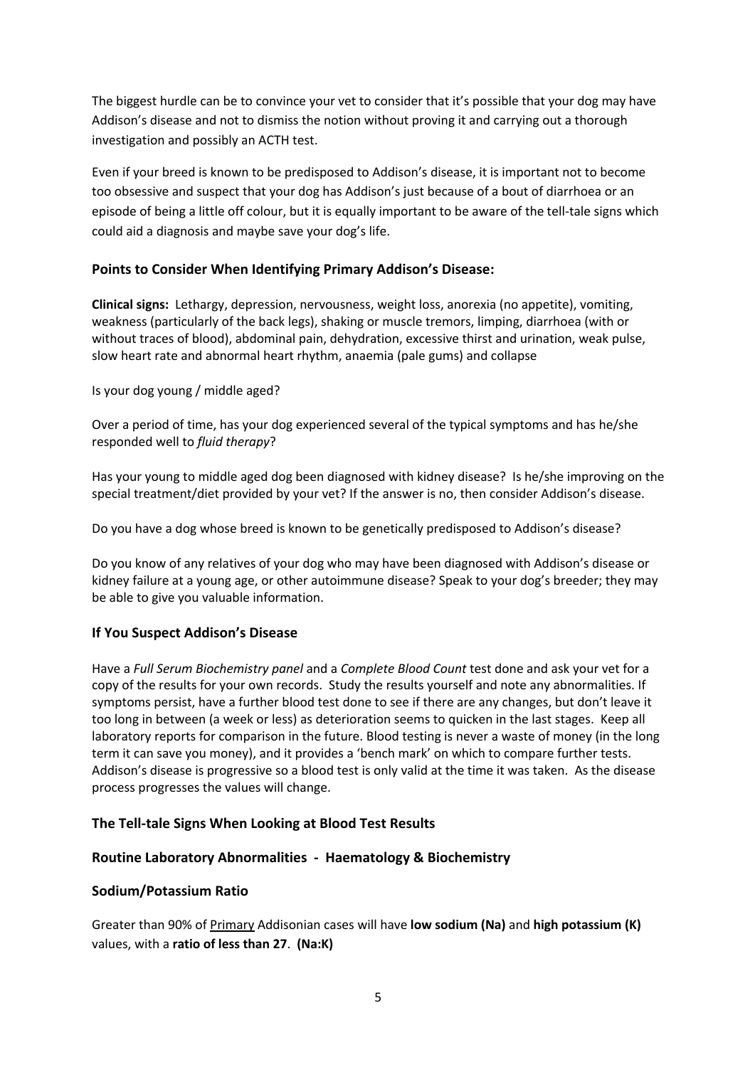The biggest hurdle can be to convince your vet to consider that it's possible that your dog may have Addison's disease and not to dismiss the notion without proving it and carrying out a thorough investigation and possibly an ACTH test.

Even if your breed is known to be predisposed to Addison's disease, it is important not to become too obsessive and suspect that your dog has Addison's just because of a bout of diarrhoea or an episode of being a little off colour, but it is equally important to be aware of the tell-tale signs which could aid a diagnosis and maybe save your dog's life.

### Points to Consider When Identifying Primary Addison's Disease:

**Clinical signs:** Lethargy, depression, nervousness, weight loss, anorexia (no appetite), vomiting, weakness (particularly of the back legs), shaking or muscle tremors, limping, diarrhoea (with or without traces of blood), abdominal pain, dehydration, excessive thirst and urination, weak pulse, slow heart rate and abnormal heart rhythm, anaemia (pale gums) and collapse

Is your dog young / middle aged?

Over a period of time, has your dog experienced several of the typical symptoms and has he/she responded well to *fluid therapy*?

Has your young to middle aged dog been diagnosed with kidney disease? Is he/she improving on the special treatment/diet provided by your vet? If the answer is no, then consider Addison's disease.

Do you have a dog whose breed is known to be genetically predisposed to Addison's disease?

Do you know of any relatives of your dog who may have been diagnosed with Addison's disease or kidney failure at a young age, or other autoimmune disease? Speak to your dog's breeder; they may be able to give you valuable information.

### If You Suspect Addison's Disease

Have a *Full Serum Biochemistry panel* and a *Complete Blood Count* test done and ask your vet for a copy of the results for your own records. Study the results yourself and note any abnormalities. If symptoms persist, have a further blood test done to see if there are any changes, but don't leave it too long in between (a week or less) as deterioration seems to quicken in the last stages. Keep all laboratory reports for comparison in the future. Blood testing is never a waste of money (in the long term it can save you money), and it provides a 'bench mark' on which to compare further tests. Addison's disease is progressive so a blood test is only valid at the time it was taken. As the disease process progresses the values will change.

### The Tell-tale Signs When Looking at Blood Test Results

### Routine Laboratory Abnormalities - Haematology & Biochemistry

### Sodium/Potassium Ratio

Greater than 90% of Primary Addisonian cases will have **low sodium (Na)** and **high potassium (K)** values, with a **ratio of less than 27**. **(Na:K)**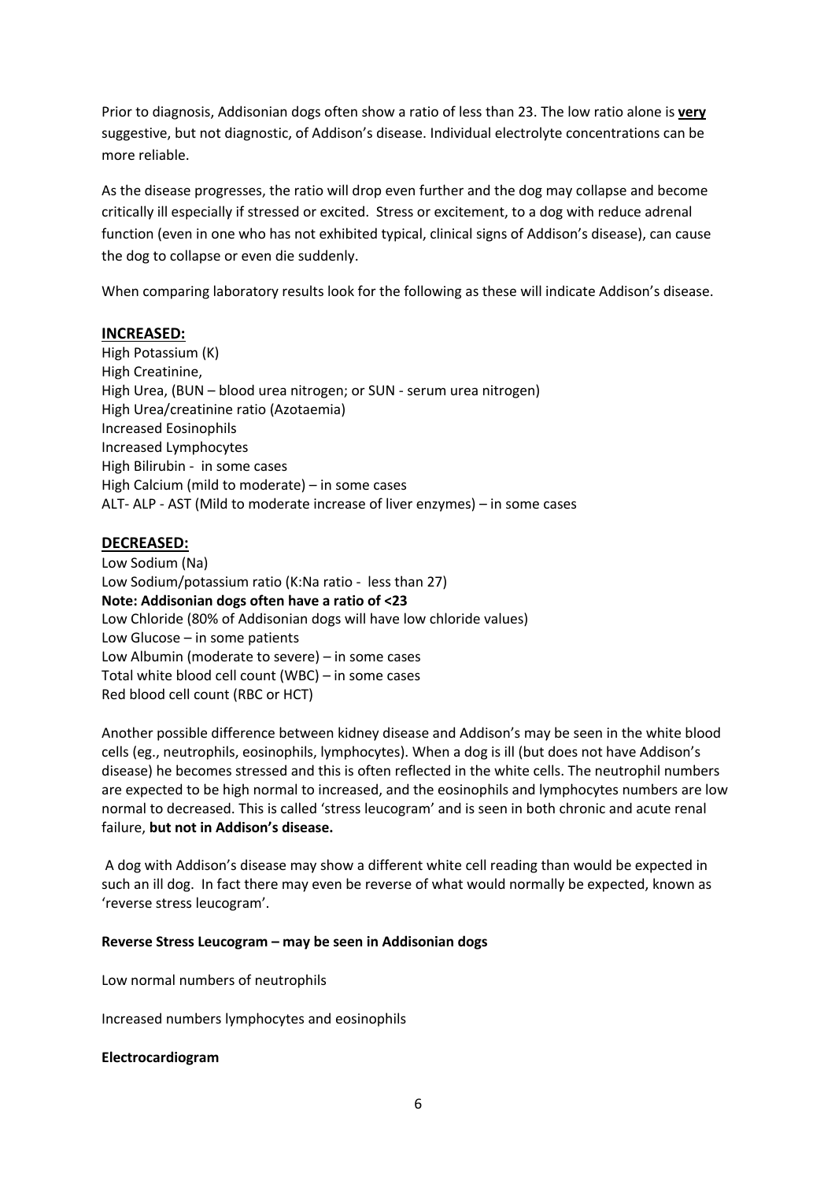Prior to diagnosis, Addisonian dogs often show a ratio of less than 23. The low ratio alone is **<u>very</u>** suggestive, but not diagnostic, of Addison's disease. Individual electrolyte concentrations can be more reliable.

As the disease progresses, the ratio will drop even further and the dog may collapse and become critically ill especially if stressed or excited. Stress or excitement, to a dog with reduce adrenal function (even in one who has not exhibited typical, clinical signs of Addison's disease), can cause the dog to collapse or even die suddenly.

When comparing laboratory results look for the following as these will indicate Addison's disease.

**<u>INCREASED:</u>**

High Potassium (K)
High Creatinine,
High Urea, (BUN – blood urea nitrogen; or SUN - serum urea nitrogen)
High Urea/creatinine ratio (Azotaemia)
Increased Eosinophils
Increased Lymphocytes
High Bilirubin - in some cases
High Calcium (mild to moderate) – in some cases
ALT- ALP - AST (Mild to moderate increase of liver enzymes) – in some cases

**<u>DECREASED:</u>**

Low Sodium (Na)
Low Sodium/potassium ratio (K:Na ratio - less than 27)
**Note: Addisonian dogs often have a ratio of <23**
Low Chloride (80% of Addisonian dogs will have low chloride values)
Low Glucose – in some patients
Low Albumin (moderate to severe) – in some cases
Total white blood cell count (WBC) – in some cases
Red blood cell count (RBC or HCT)

Another possible difference between kidney disease and Addison's may be seen in the white blood cells (eg., neutrophils, eosinophils, lymphocytes). When a dog is ill (but does not have Addison's disease) he becomes stressed and this is often reflected in the white cells. The neutrophil numbers are expected to be high normal to increased, and the eosinophils and lymphocytes numbers are low normal to decreased. This is called 'stress leucogram' and is seen in both chronic and acute renal failure, **but not in Addison's disease.**

A dog with Addison's disease may show a different white cell reading than would be expected in such an ill dog. In fact there may even be reverse of what would normally be expected, known as 'reverse stress leucogram'.

**Reverse Stress Leucogram – may be seen in Addisonian dogs**

Low normal numbers of neutrophils

Increased numbers lymphocytes and eosinophils

**Electrocardiogram**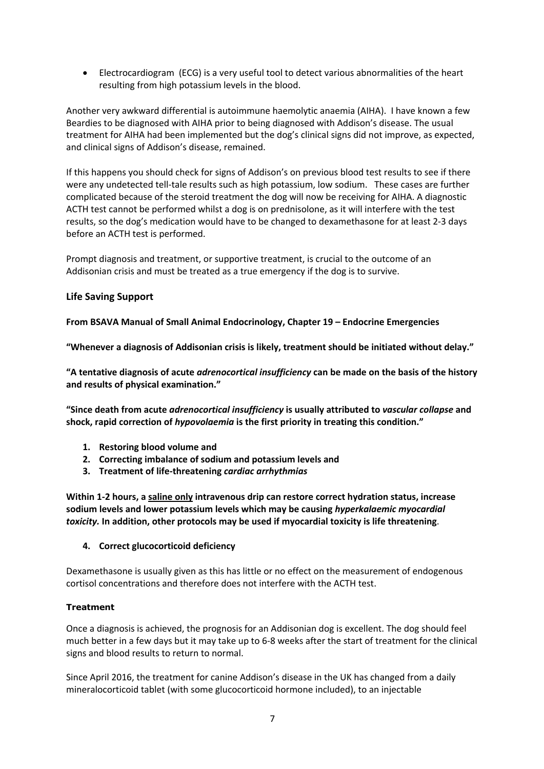- Electrocardiogram (ECG) is a very useful tool to detect various abnormalities of the heart resulting from high potassium levels in the blood.

Another very awkward differential is autoimmune haemolytic anaemia (AIHA). I have known a few Beardies to be diagnosed with AIHA prior to being diagnosed with Addison's disease. The usual treatment for AIHA had been implemented but the dog's clinical signs did not improve, as expected, and clinical signs of Addison's disease, remained.

If this happens you should check for signs of Addison's on previous blood test results to see if there were any undetected tell-tale results such as high potassium, low sodium. These cases are further complicated because of the steroid treatment the dog will now be receiving for AIHA. A diagnostic ACTH test cannot be performed whilst a dog is on prednisolone, as it will interfere with the test results, so the dog's medication would have to be changed to dexamethasone for at least 2-3 days before an ACTH test is performed.

Prompt diagnosis and treatment, or supportive treatment, is crucial to the outcome of an Addisonian crisis and must be treated as a true emergency if the dog is to survive.

## Life Saving Support

**From BSAVA Manual of Small Animal Endocrinology, Chapter 19 – Endocrine Emergencies**

**"Whenever a diagnosis of Addisonian crisis is likely, treatment should be initiated without delay."**

**"A tentative diagnosis of acute *adrenocortical insufficiency* can be made on the basis of the history and results of physical examination."**

**"Since death from acute *adrenocortical insufficiency* is usually attributed to *vascular collapse* and shock, rapid correction of *hypovolaemia* is the first priority in treating this condition."**

1. **Restoring blood volume and**
2. **Correcting imbalance of sodium and potassium levels and**
3. **Treatment of life-threatening *cardiac arrhythmias***

**Within 1-2 hours, a <u>saline only</u> intravenous drip can restore correct hydration status, increase sodium levels and lower potassium levels which may be causing *hyperkalaemic myocardial toxicity.* In addition, other protocols may be used if myocardial toxicity is life threatening**.

4. **Correct glucocorticoid deficiency**

Dexamethasone is usually given as this has little or no effect on the measurement of endogenous cortisol concentrations and therefore does not interfere with the ACTH test.

### Treatment

Once a diagnosis is achieved, the prognosis for an Addisonian dog is excellent. The dog should feel much better in a few days but it may take up to 6-8 weeks after the start of treatment for the clinical signs and blood results to return to normal.

Since April 2016, the treatment for canine Addison's disease in the UK has changed from a daily mineralocorticoid tablet (with some glucocorticoid hormone included), to an injectable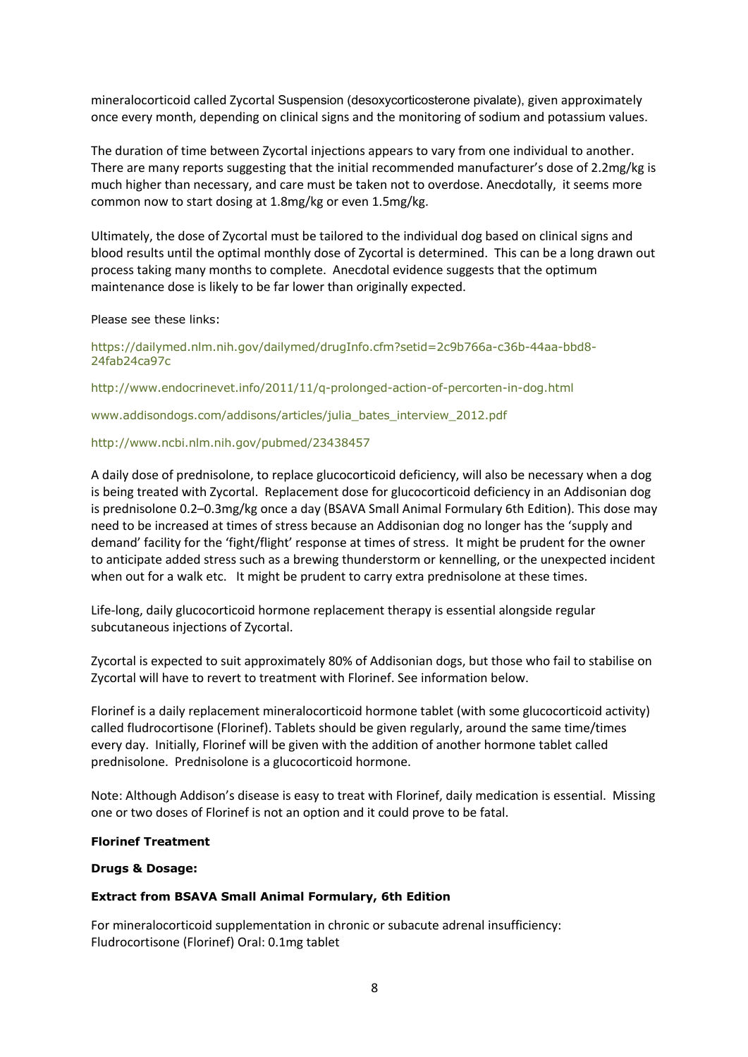mineralocorticoid called Zycortal Suspension (desoxycorticosterone pivalate), given approximately once every month, depending on clinical signs and the monitoring of sodium and potassium values.

The duration of time between Zycortal injections appears to vary from one individual to another. There are many reports suggesting that the initial recommended manufacturer's dose of 2.2mg/kg is much higher than necessary, and care must be taken not to overdose. Anecdotally, it seems more common now to start dosing at 1.8mg/kg or even 1.5mg/kg.

Ultimately, the dose of Zycortal must be tailored to the individual dog based on clinical signs and blood results until the optimal monthly dose of Zycortal is determined. This can be a long drawn out process taking many months to complete. Anecdotal evidence suggests that the optimum maintenance dose is likely to be far lower than originally expected.

Please see these links:

https://dailymed.nlm.nih.gov/dailymed/drugInfo.cfm?setid=2c9b766a-c36b-44aa-bbd8-24fab24ca97c

http://www.endocrinevet.info/2011/11/q-prolonged-action-of-percorten-in-dog.html

www.addisondogs.com/addisons/articles/julia_bates_interview_2012.pdf

http://www.ncbi.nlm.nih.gov/pubmed/23438457

A daily dose of prednisolone, to replace glucocorticoid deficiency, will also be necessary when a dog is being treated with Zycortal. Replacement dose for glucocorticoid deficiency in an Addisonian dog is prednisolone 0.2–0.3mg/kg once a day (BSAVA Small Animal Formulary 6th Edition). This dose may need to be increased at times of stress because an Addisonian dog no longer has the 'supply and demand' facility for the 'fight/flight' response at times of stress. It might be prudent for the owner to anticipate added stress such as a brewing thunderstorm or kennelling, or the unexpected incident when out for a walk etc. It might be prudent to carry extra prednisolone at these times.

Life-long, daily glucocorticoid hormone replacement therapy is essential alongside regular subcutaneous injections of Zycortal.

Zycortal is expected to suit approximately 80% of Addisonian dogs, but those who fail to stabilise on Zycortal will have to revert to treatment with Florinef. See information below.

Florinef is a daily replacement mineralocorticoid hormone tablet (with some glucocorticoid activity) called fludrocortisone (Florinef). Tablets should be given regularly, around the same time/times every day. Initially, Florinef will be given with the addition of another hormone tablet called prednisolone. Prednisolone is a glucocorticoid hormone.

Note: Although Addison's disease is easy to treat with Florinef, daily medication is essential. Missing one or two doses of Florinef is not an option and it could prove to be fatal.

**Florinef Treatment**

**Drugs & Dosage:**

**Extract from BSAVA Small Animal Formulary, 6th Edition**

For mineralocorticoid supplementation in chronic or subacute adrenal insufficiency:
Fludrocortisone (Florinef) Oral: 0.1mg tablet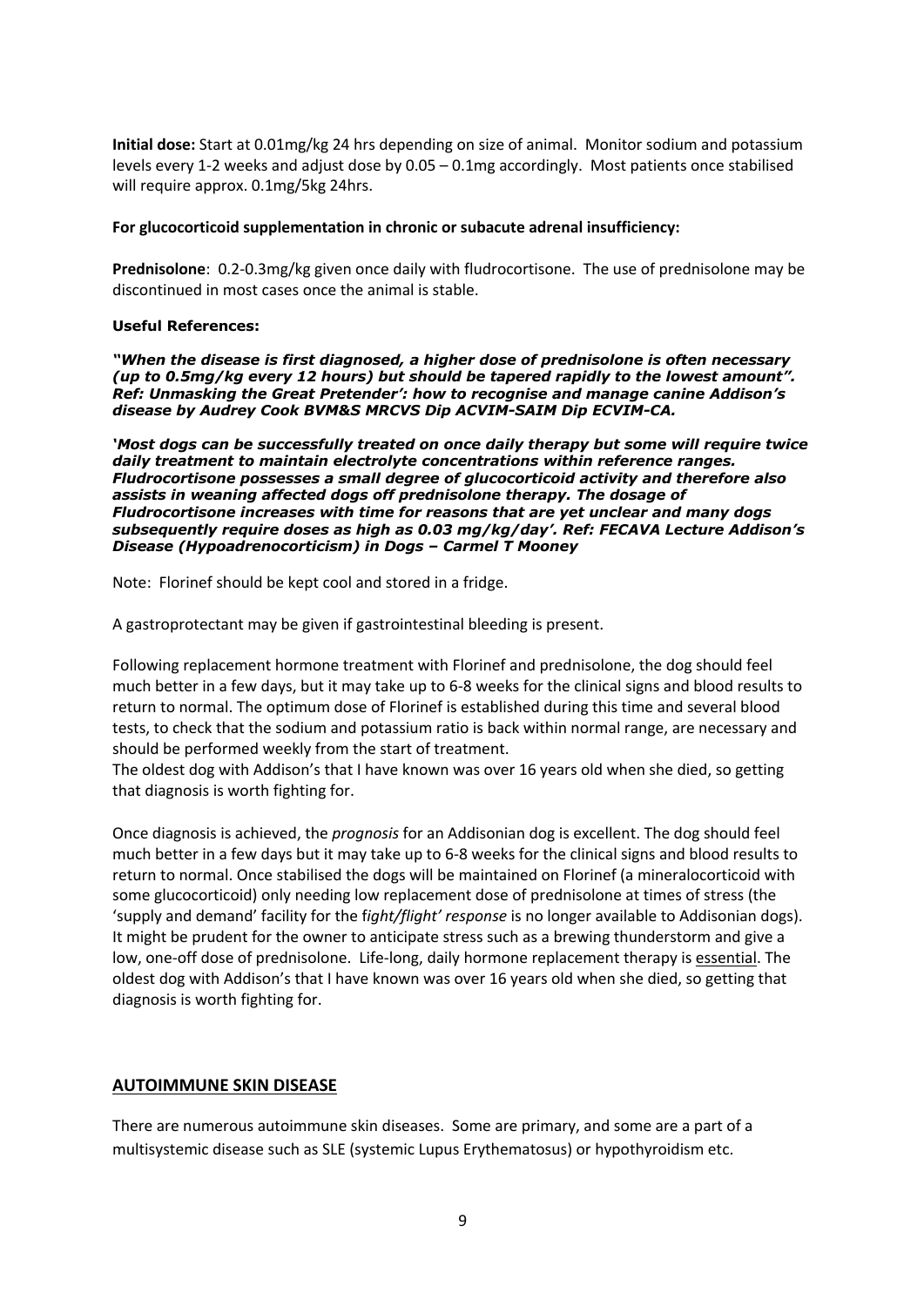**Initial dose:** Start at 0.01mg/kg 24 hrs depending on size of animal. Monitor sodium and potassium levels every 1-2 weeks and adjust dose by 0.05 – 0.1mg accordingly. Most patients once stabilised will require approx. 0.1mg/5kg 24hrs.

**For glucocorticoid supplementation in chronic or subacute adrenal insufficiency:**

**Prednisolone**: 0.2-0.3mg/kg given once daily with fludrocortisone. The use of prednisolone may be discontinued in most cases once the animal is stable.

**Useful References:**

***"When the disease is first diagnosed, a higher dose of prednisolone is often necessary (up to 0.5mg/kg every 12 hours) but should be tapered rapidly to the lowest amount". Ref: Unmasking the Great Pretender': how to recognise and manage canine Addison's disease by Audrey Cook BVM&S MRCVS Dip ACVIM-SAIM Dip ECVIM-CA.***

***'Most dogs can be successfully treated on once daily therapy but some will require twice daily treatment to maintain electrolyte concentrations within reference ranges. Fludrocortisone possesses a small degree of glucocorticoid activity and therefore also assists in weaning affected dogs off prednisolone therapy. The dosage of Fludrocortisone increases with time for reasons that are yet unclear and many dogs subsequently require doses as high as 0.03 mg/kg/day'. Ref: FECAVA Lecture Addison's Disease (Hypoadrenocorticism) in Dogs – Carmel T Mooney***

Note: Florinef should be kept cool and stored in a fridge.

A gastroprotectant may be given if gastrointestinal bleeding is present.

Following replacement hormone treatment with Florinef and prednisolone, the dog should feel much better in a few days, but it may take up to 6-8 weeks for the clinical signs and blood results to return to normal. The optimum dose of Florinef is established during this time and several blood tests, to check that the sodium and potassium ratio is back within normal range, are necessary and should be performed weekly from the start of treatment.
The oldest dog with Addison's that I have known was over 16 years old when she died, so getting that diagnosis is worth fighting for.

Once diagnosis is achieved, the *prognosis* for an Addisonian dog is excellent. The dog should feel much better in a few days but it may take up to 6-8 weeks for the clinical signs and blood results to return to normal. Once stabilised the dogs will be maintained on Florinef (a mineralocorticoid with some glucocorticoid) only needing low replacement dose of prednisolone at times of stress (the 'supply and demand' facility for the f*ight/flight' response* is no longer available to Addisonian dogs). It might be prudent for the owner to anticipate stress such as a brewing thunderstorm and give a low, one-off dose of prednisolone. Life-long, daily hormone replacement therapy is <u>essential</u>. The oldest dog with Addison's that I have known was over 16 years old when she died, so getting that diagnosis is worth fighting for.

## AUTOIMMUNE SKIN DISEASE

There are numerous autoimmune skin diseases. Some are primary, and some are a part of a multisystemic disease such as SLE (systemic Lupus Erythematosus) or hypothyroidism etc.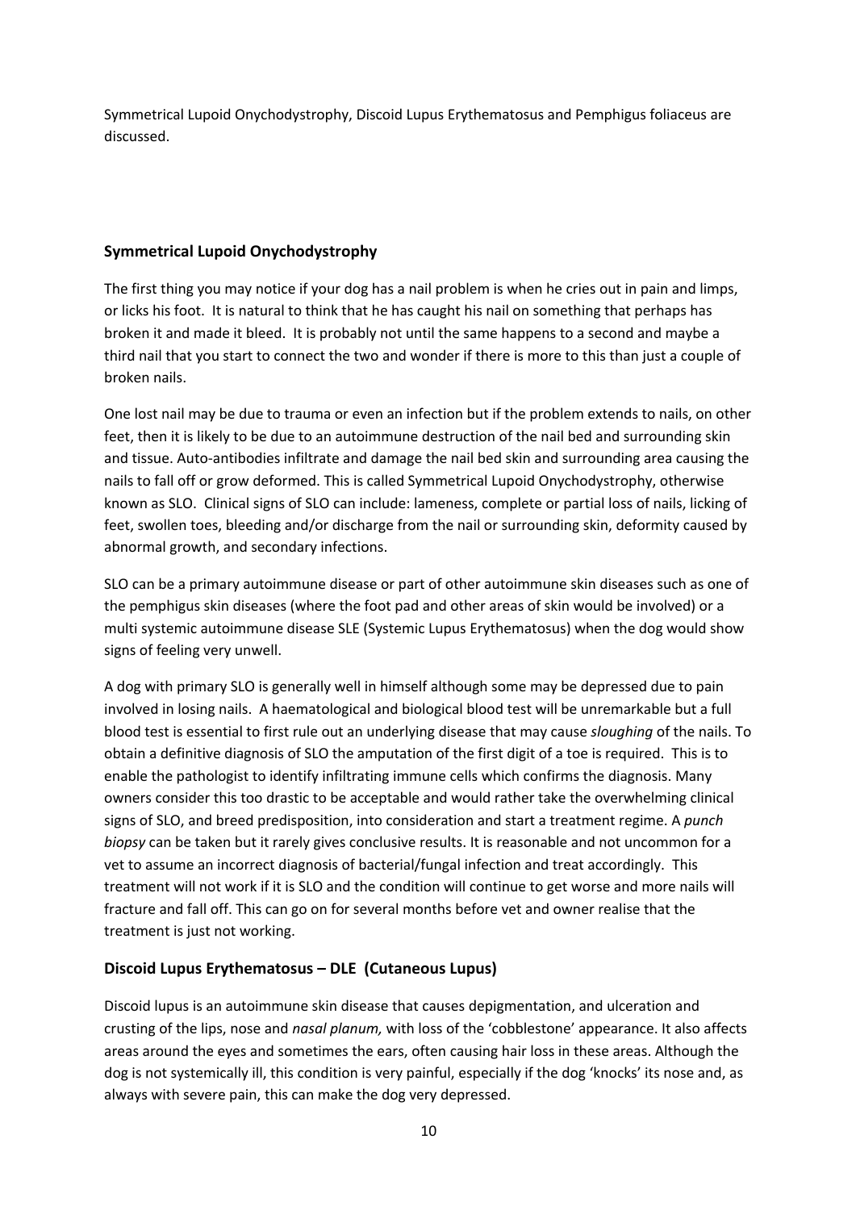Symmetrical Lupoid Onychodystrophy, Discoid Lupus Erythematosus and Pemphigus foliaceus are discussed.

## Symmetrical Lupoid Onychodystrophy

The first thing you may notice if your dog has a nail problem is when he cries out in pain and limps, or licks his foot. It is natural to think that he has caught his nail on something that perhaps has broken it and made it bleed. It is probably not until the same happens to a second and maybe a third nail that you start to connect the two and wonder if there is more to this than just a couple of broken nails.

One lost nail may be due to trauma or even an infection but if the problem extends to nails, on other feet, then it is likely to be due to an autoimmune destruction of the nail bed and surrounding skin and tissue. Auto-antibodies infiltrate and damage the nail bed skin and surrounding area causing the nails to fall off or grow deformed. This is called Symmetrical Lupoid Onychodystrophy, otherwise known as SLO. Clinical signs of SLO can include: lameness, complete or partial loss of nails, licking of feet, swollen toes, bleeding and/or discharge from the nail or surrounding skin, deformity caused by abnormal growth, and secondary infections.

SLO can be a primary autoimmune disease or part of other autoimmune skin diseases such as one of the pemphigus skin diseases (where the foot pad and other areas of skin would be involved) or a multi systemic autoimmune disease SLE (Systemic Lupus Erythematosus) when the dog would show signs of feeling very unwell.

A dog with primary SLO is generally well in himself although some may be depressed due to pain involved in losing nails. A haematological and biological blood test will be unremarkable but a full blood test is essential to first rule out an underlying disease that may cause *sloughing* of the nails. To obtain a definitive diagnosis of SLO the amputation of the first digit of a toe is required. This is to enable the pathologist to identify infiltrating immune cells which confirms the diagnosis. Many owners consider this too drastic to be acceptable and would rather take the overwhelming clinical signs of SLO, and breed predisposition, into consideration and start a treatment regime. A *punch biopsy* can be taken but it rarely gives conclusive results. It is reasonable and not uncommon for a vet to assume an incorrect diagnosis of bacterial/fungal infection and treat accordingly. This treatment will not work if it is SLO and the condition will continue to get worse and more nails will fracture and fall off. This can go on for several months before vet and owner realise that the treatment is just not working.

## Discoid Lupus Erythematosus – DLE (Cutaneous Lupus)

Discoid lupus is an autoimmune skin disease that causes depigmentation, and ulceration and crusting of the lips, nose and *nasal planum,* with loss of the 'cobblestone' appearance. It also affects areas around the eyes and sometimes the ears, often causing hair loss in these areas. Although the dog is not systemically ill, this condition is very painful, especially if the dog 'knocks' its nose and, as always with severe pain, this can make the dog very depressed.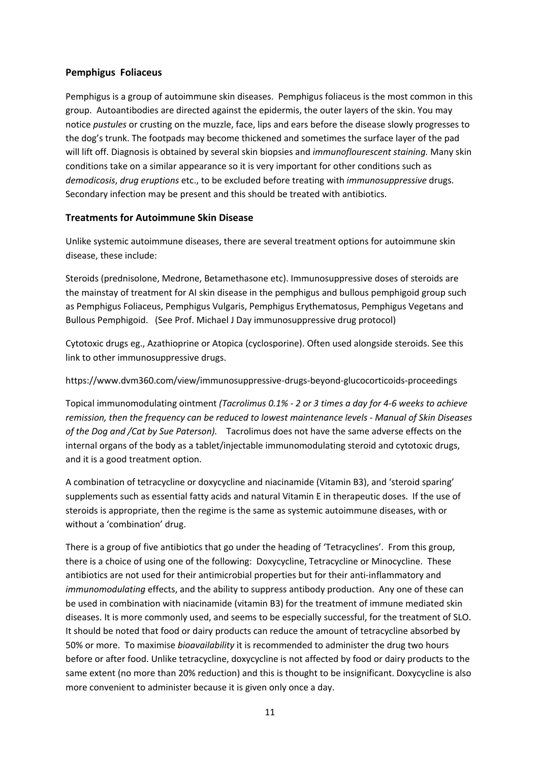## Pemphigus Foliaceus

Pemphigus is a group of autoimmune skin diseases. Pemphigus foliaceus is the most common in this group. Autoantibodies are directed against the epidermis, the outer layers of the skin. You may notice *pustules* or crusting on the muzzle, face, lips and ears before the disease slowly progresses to the dog's trunk. The footpads may become thickened and sometimes the surface layer of the pad will lift off. Diagnosis is obtained by several skin biopsies and *immunoflourescent staining.* Many skin conditions take on a similar appearance so it is very important for other conditions such as *demodicosis*, *drug eruptions* etc., to be excluded before treating with *immunosuppressive* drugs. Secondary infection may be present and this should be treated with antibiotics.

## Treatments for Autoimmune Skin Disease

Unlike systemic autoimmune diseases, there are several treatment options for autoimmune skin disease, these include:

Steroids (prednisolone, Medrone, Betamethasone etc). Immunosuppressive doses of steroids are the mainstay of treatment for AI skin disease in the pemphigus and bullous pemphigoid group such as Pemphigus Foliaceus, Pemphigus Vulgaris, Pemphigus Erythematosus, Pemphigus Vegetans and Bullous Pemphigoid. (See Prof. Michael J Day immunosuppressive drug protocol)

Cytotoxic drugs eg., Azathioprine or Atopica (cyclosporine). Often used alongside steroids. See this link to other immunosuppressive drugs.

https://www.dvm360.com/view/immunosuppressive-drugs-beyond-glucocorticoids-proceedings

Topical immunomodulating ointment *(Tacrolimus 0.1% - 2 or 3 times a day for 4-6 weeks to achieve remission, then the frequency can be reduced to lowest maintenance levels - Manual of Skin Diseases of the Dog and /Cat by Sue Paterson).* Tacrolimus does not have the same adverse effects on the internal organs of the body as a tablet/injectable immunomodulating steroid and cytotoxic drugs, and it is a good treatment option.

A combination of tetracycline or doxycycline and niacinamide (Vitamin B3), and 'steroid sparing' supplements such as essential fatty acids and natural Vitamin E in therapeutic doses. If the use of steroids is appropriate, then the regime is the same as systemic autoimmune diseases, with or without a 'combination' drug.

There is a group of five antibiotics that go under the heading of 'Tetracyclines'. From this group, there is a choice of using one of the following: Doxycycline, Tetracycline or Minocycline. These antibiotics are not used for their antimicrobial properties but for their anti-inflammatory and *immunomodulating* effects, and the ability to suppress antibody production. Any one of these can be used in combination with niacinamide (vitamin B3) for the treatment of immune mediated skin diseases. It is more commonly used, and seems to be especially successful, for the treatment of SLO. It should be noted that food or dairy products can reduce the amount of tetracycline absorbed by 50% or more. To maximise *bioavailability* it is recommended to administer the drug two hours before or after food. Unlike tetracycline, doxycycline is not affected by food or dairy products to the same extent (no more than 20% reduction) and this is thought to be insignificant. Doxycycline is also more convenient to administer because it is given only once a day.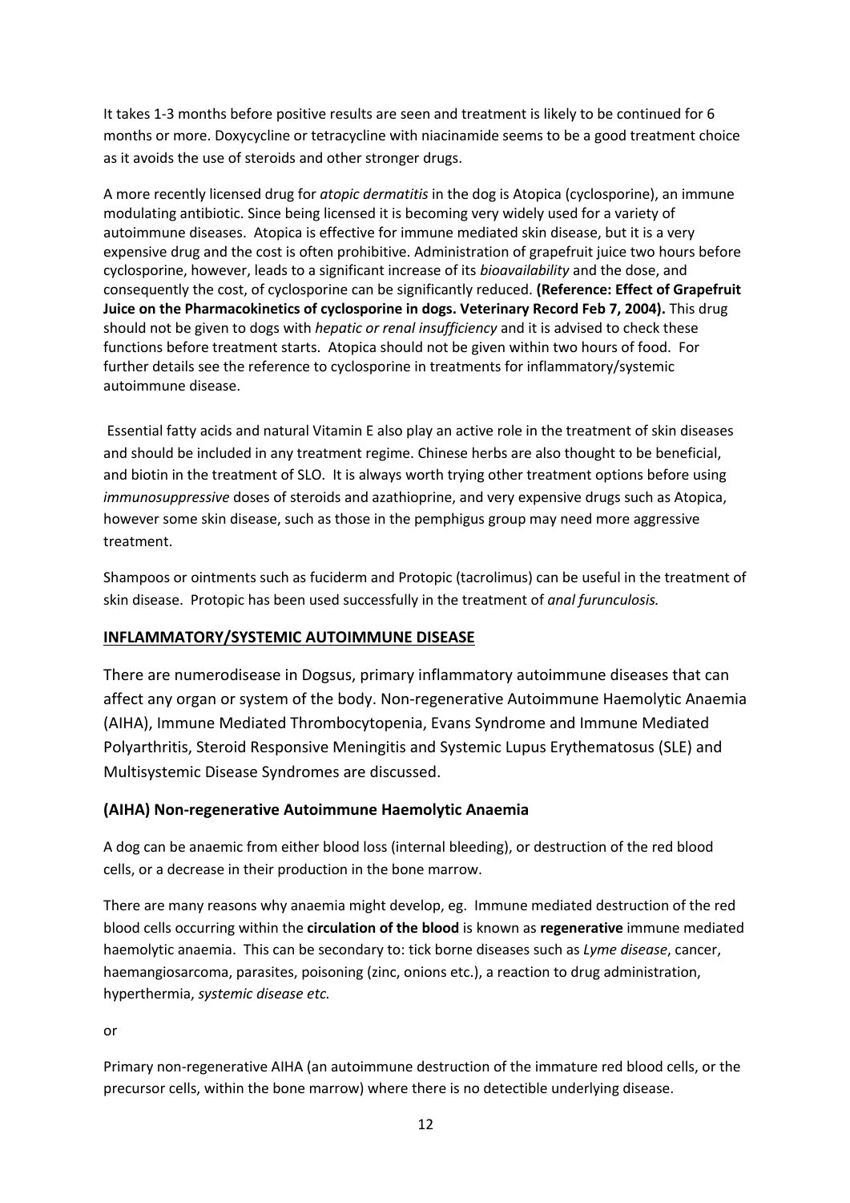It takes 1-3 months before positive results are seen and treatment is likely to be continued for 6 months or more. Doxycycline or tetracycline with niacinamide seems to be a good treatment choice as it avoids the use of steroids and other stronger drugs.

A more recently licensed drug for *atopic dermatitis* in the dog is Atopica (cyclosporine), an immune modulating antibiotic. Since being licensed it is becoming very widely used for a variety of autoimmune diseases. Atopica is effective for immune mediated skin disease, but it is a very expensive drug and the cost is often prohibitive. Administration of grapefruit juice two hours before cyclosporine, however, leads to a significant increase of its *bioavailability* and the dose, and consequently the cost, of cyclosporine can be significantly reduced. **(Reference: Effect of Grapefruit Juice on the Pharmacokinetics of cyclosporine in dogs. Veterinary Record Feb 7, 2004).** This drug should not be given to dogs with *hepatic or renal insufficiency* and it is advised to check these functions before treatment starts. Atopica should not be given within two hours of food. For further details see the reference to cyclosporine in treatments for inflammatory/systemic autoimmune disease.

Essential fatty acids and natural Vitamin E also play an active role in the treatment of skin diseases and should be included in any treatment regime. Chinese herbs are also thought to be beneficial, and biotin in the treatment of SLO. It is always worth trying other treatment options before using *immunosuppressive* doses of steroids and azathioprine, and very expensive drugs such as Atopica, however some skin disease, such as those in the pemphigus group may need more aggressive treatment.

Shampoos or ointments such as fuciderm and Protopic (tacrolimus) can be useful in the treatment of skin disease. Protopic has been used successfully in the treatment of *anal furunculosis.*

## INFLAMMATORY/SYSTEMIC AUTOIMMUNE DISEASE

There are numerodisease in Dogsus, primary inflammatory autoimmune diseases that can affect any organ or system of the body. Non-regenerative Autoimmune Haemolytic Anaemia (AIHA), Immune Mediated Thrombocytopenia, Evans Syndrome and Immune Mediated Polyarthritis, Steroid Responsive Meningitis and Systemic Lupus Erythematosus (SLE) and Multisystemic Disease Syndromes are discussed.

### (AIHA) Non-regenerative Autoimmune Haemolytic Anaemia

A dog can be anaemic from either blood loss (internal bleeding), or destruction of the red blood cells, or a decrease in their production in the bone marrow.

There are many reasons why anaemia might develop, eg. Immune mediated destruction of the red blood cells occurring within the **circulation of the blood** is known as **regenerative** immune mediated haemolytic anaemia. This can be secondary to: tick borne diseases such as *Lyme disease*, cancer, haemangiosarcoma, parasites, poisoning (zinc, onions etc.), a reaction to drug administration, hyperthermia, *systemic disease etc.*

or

Primary non-regenerative AIHA (an autoimmune destruction of the immature red blood cells, or the precursor cells, within the bone marrow) where there is no detectible underlying disease.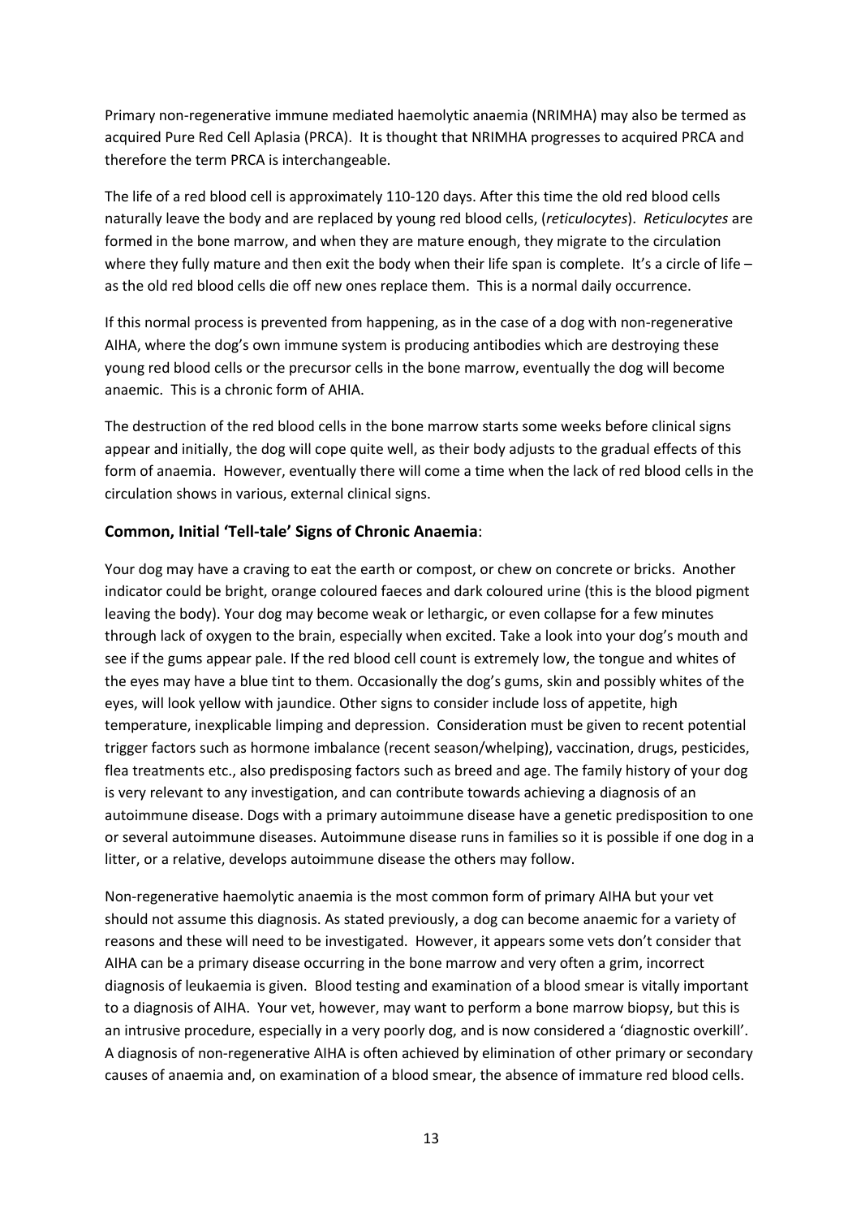Primary non-regenerative immune mediated haemolytic anaemia (NRIMHA) may also be termed as acquired Pure Red Cell Aplasia (PRCA). It is thought that NRIMHA progresses to acquired PRCA and therefore the term PRCA is interchangeable.

The life of a red blood cell is approximately 110-120 days. After this time the old red blood cells naturally leave the body and are replaced by young red blood cells, (*reticulocytes*). *Reticulocytes* are formed in the bone marrow, and when they are mature enough, they migrate to the circulation where they fully mature and then exit the body when their life span is complete. It's a circle of life – as the old red blood cells die off new ones replace them. This is a normal daily occurrence.

If this normal process is prevented from happening, as in the case of a dog with non-regenerative AIHA, where the dog's own immune system is producing antibodies which are destroying these young red blood cells or the precursor cells in the bone marrow, eventually the dog will become anaemic. This is a chronic form of AHIA.

The destruction of the red blood cells in the bone marrow starts some weeks before clinical signs appear and initially, the dog will cope quite well, as their body adjusts to the gradual effects of this form of anaemia. However, eventually there will come a time when the lack of red blood cells in the circulation shows in various, external clinical signs.

### Common, Initial 'Tell-tale' Signs of Chronic Anaemia:

Your dog may have a craving to eat the earth or compost, or chew on concrete or bricks. Another indicator could be bright, orange coloured faeces and dark coloured urine (this is the blood pigment leaving the body). Your dog may become weak or lethargic, or even collapse for a few minutes through lack of oxygen to the brain, especially when excited. Take a look into your dog's mouth and see if the gums appear pale. If the red blood cell count is extremely low, the tongue and whites of the eyes may have a blue tint to them. Occasionally the dog's gums, skin and possibly whites of the eyes, will look yellow with jaundice. Other signs to consider include loss of appetite, high temperature, inexplicable limping and depression. Consideration must be given to recent potential trigger factors such as hormone imbalance (recent season/whelping), vaccination, drugs, pesticides, flea treatments etc., also predisposing factors such as breed and age. The family history of your dog is very relevant to any investigation, and can contribute towards achieving a diagnosis of an autoimmune disease. Dogs with a primary autoimmune disease have a genetic predisposition to one or several autoimmune diseases. Autoimmune disease runs in families so it is possible if one dog in a litter, or a relative, develops autoimmune disease the others may follow.

Non-regenerative haemolytic anaemia is the most common form of primary AIHA but your vet should not assume this diagnosis. As stated previously, a dog can become anaemic for a variety of reasons and these will need to be investigated. However, it appears some vets don't consider that AIHA can be a primary disease occurring in the bone marrow and very often a grim, incorrect diagnosis of leukaemia is given. Blood testing and examination of a blood smear is vitally important to a diagnosis of AIHA. Your vet, however, may want to perform a bone marrow biopsy, but this is an intrusive procedure, especially in a very poorly dog, and is now considered a 'diagnostic overkill'. A diagnosis of non-regenerative AIHA is often achieved by elimination of other primary or secondary causes of anaemia and, on examination of a blood smear, the absence of immature red blood cells.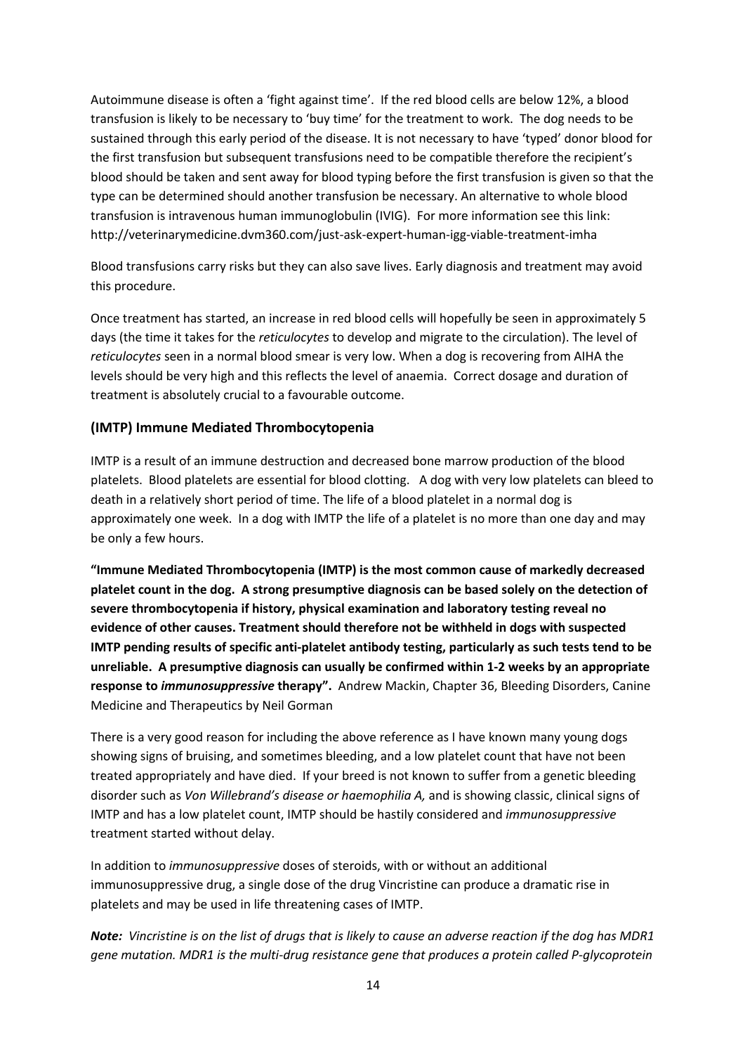Autoimmune disease is often a 'fight against time'. If the red blood cells are below 12%, a blood transfusion is likely to be necessary to 'buy time' for the treatment to work. The dog needs to be sustained through this early period of the disease. It is not necessary to have 'typed' donor blood for the first transfusion but subsequent transfusions need to be compatible therefore the recipient's blood should be taken and sent away for blood typing before the first transfusion is given so that the type can be determined should another transfusion be necessary. An alternative to whole blood transfusion is intravenous human immunoglobulin (IVIG). For more information see this link: http://veterinarymedicine.dvm360.com/just-ask-expert-human-igg-viable-treatment-imha

Blood transfusions carry risks but they can also save lives. Early diagnosis and treatment may avoid this procedure.

Once treatment has started, an increase in red blood cells will hopefully be seen in approximately 5 days (the time it takes for the *reticulocytes* to develop and migrate to the circulation). The level of *reticulocytes* seen in a normal blood smear is very low. When a dog is recovering from AIHA the levels should be very high and this reflects the level of anaemia. Correct dosage and duration of treatment is absolutely crucial to a favourable outcome.

### (IMTP) Immune Mediated Thrombocytopenia

IMTP is a result of an immune destruction and decreased bone marrow production of the blood platelets. Blood platelets are essential for blood clotting. A dog with very low platelets can bleed to death in a relatively short period of time. The life of a blood platelet in a normal dog is approximately one week. In a dog with IMTP the life of a platelet is no more than one day and may be only a few hours.

**"Immune Mediated Thrombocytopenia (IMTP) is the most common cause of markedly decreased platelet count in the dog. A strong presumptive diagnosis can be based solely on the detection of severe thrombocytopenia if history, physical examination and laboratory testing reveal no evidence of other causes. Treatment should therefore not be withheld in dogs with suspected IMTP pending results of specific anti-platelet antibody testing, particularly as such tests tend to be unreliable. A presumptive diagnosis can usually be confirmed within 1-2 weeks by an appropriate response to *immunosuppressive* therapy".** Andrew Mackin, Chapter 36, Bleeding Disorders, Canine Medicine and Therapeutics by Neil Gorman

There is a very good reason for including the above reference as I have known many young dogs showing signs of bruising, and sometimes bleeding, and a low platelet count that have not been treated appropriately and have died. If your breed is not known to suffer from a genetic bleeding disorder such as *Von Willebrand's disease or haemophilia A,* and is showing classic, clinical signs of IMTP and has a low platelet count, IMTP should be hastily considered and *immunosuppressive* treatment started without delay.

In addition to *immunosuppressive* doses of steroids, with or without an additional immunosuppressive drug, a single dose of the drug Vincristine can produce a dramatic rise in platelets and may be used in life threatening cases of IMTP.

***Note:*** *Vincristine is on the list of drugs that is likely to cause an adverse reaction if the dog has MDR1 gene mutation. MDR1 is the multi-drug resistance gene that produces a protein called P-glycoprotein*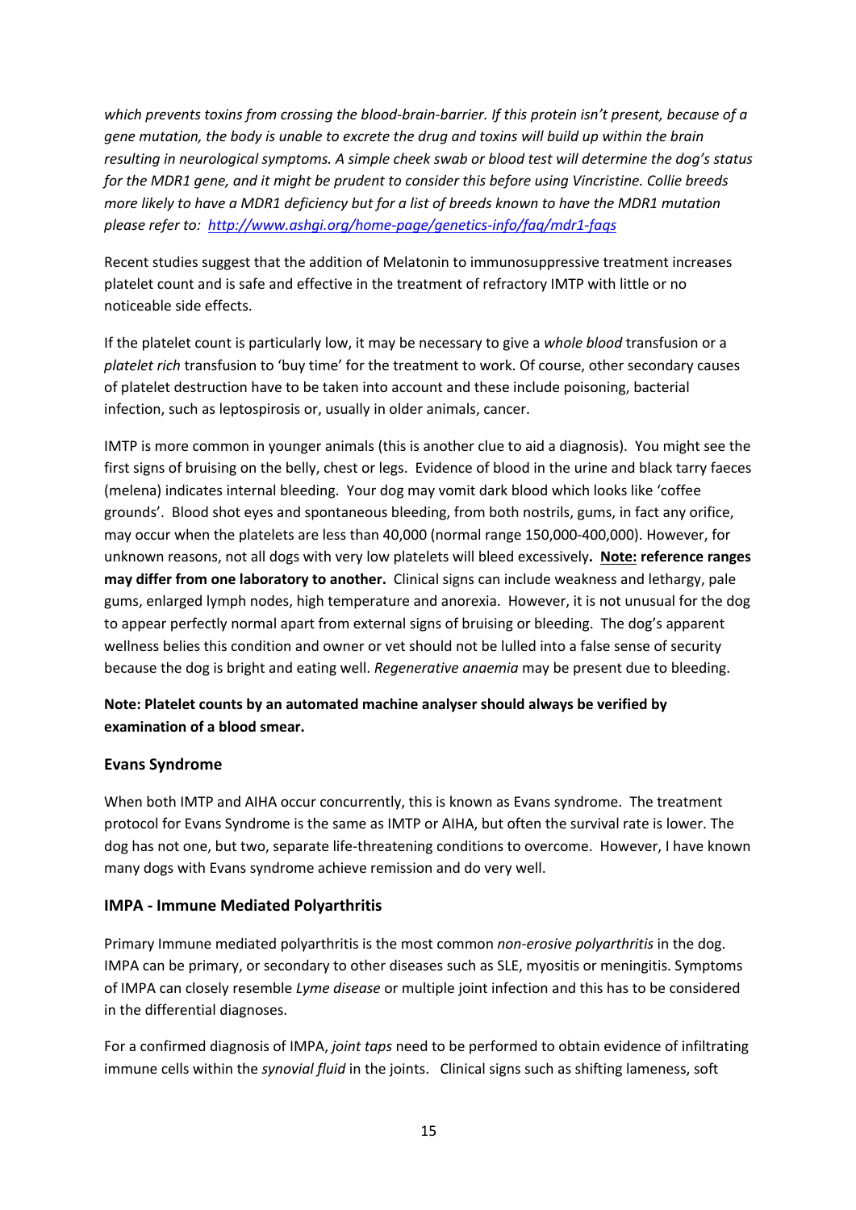*which prevents toxins from crossing the blood-brain-barrier. If this protein isn't present, because of a gene mutation, the body is unable to excrete the drug and toxins will build up within the brain resulting in neurological symptoms. A simple cheek swab or blood test will determine the dog's status for the MDR1 gene, and it might be prudent to consider this before using Vincristine. Collie breeds more likely to have a MDR1 deficiency but for a list of breeds known to have the MDR1 mutation please refer to: [http://www.ashgi.org/home-page/genetics-info/faq/mdr1-faqs](http://www.ashgi.org/home-page/genetics-info/faq/mdr1-faqs)*

Recent studies suggest that the addition of Melatonin to immunosuppressive treatment increases platelet count and is safe and effective in the treatment of refractory IMTP with little or no noticeable side effects.

If the platelet count is particularly low, it may be necessary to give a *whole blood* transfusion or a *platelet rich* transfusion to 'buy time' for the treatment to work. Of course, other secondary causes of platelet destruction have to be taken into account and these include poisoning, bacterial infection, such as leptospirosis or, usually in older animals, cancer.

IMTP is more common in younger animals (this is another clue to aid a diagnosis). You might see the first signs of bruising on the belly, chest or legs. Evidence of blood in the urine and black tarry faeces (melena) indicates internal bleeding. Your dog may vomit dark blood which looks like 'coffee grounds'. Blood shot eyes and spontaneous bleeding, from both nostrils, gums, in fact any orifice, may occur when the platelets are less than 40,000 (normal range 150,000-400,000). However, for unknown reasons, not all dogs with very low platelets will bleed excessively**. Note: reference ranges may differ from one laboratory to another.** Clinical signs can include weakness and lethargy, pale gums, enlarged lymph nodes, high temperature and anorexia. However, it is not unusual for the dog to appear perfectly normal apart from external signs of bruising or bleeding. The dog's apparent wellness belies this condition and owner or vet should not be lulled into a false sense of security because the dog is bright and eating well. *Regenerative anaemia* may be present due to bleeding.

**Note: Platelet counts by an automated machine analyser should always be verified by examination of a blood smear.**

### Evans Syndrome

When both IMTP and AIHA occur concurrently, this is known as Evans syndrome. The treatment protocol for Evans Syndrome is the same as IMTP or AIHA, but often the survival rate is lower. The dog has not one, but two, separate life-threatening conditions to overcome. However, I have known many dogs with Evans syndrome achieve remission and do very well.

### IMPA - Immune Mediated Polyarthritis

Primary Immune mediated polyarthritis is the most common *non-erosive polyarthritis* in the dog. IMPA can be primary, or secondary to other diseases such as SLE, myositis or meningitis. Symptoms of IMPA can closely resemble *Lyme disease* or multiple joint infection and this has to be considered in the differential diagnoses.

For a confirmed diagnosis of IMPA, *joint taps* need to be performed to obtain evidence of infiltrating immune cells within the *synovial fluid* in the joints. Clinical signs such as shifting lameness, soft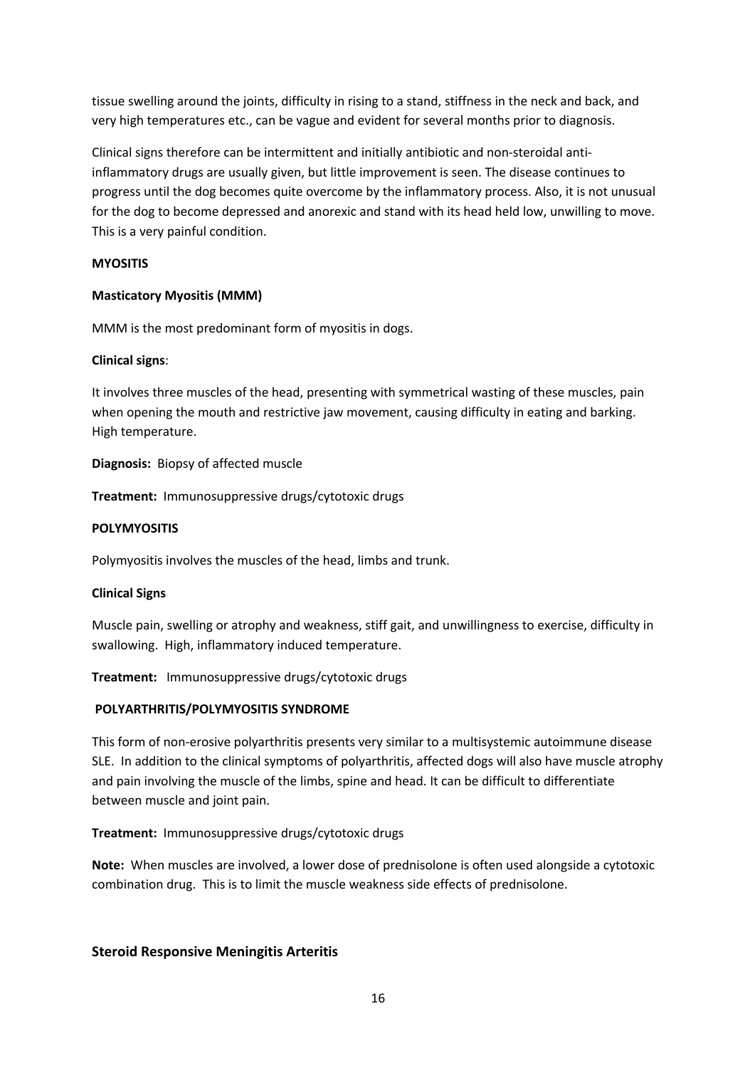tissue swelling around the joints, difficulty in rising to a stand, stiffness in the neck and back, and very high temperatures etc., can be vague and evident for several months prior to diagnosis.

Clinical signs therefore can be intermittent and initially antibiotic and non-steroidal anti-inflammatory drugs are usually given, but little improvement is seen. The disease continues to progress until the dog becomes quite overcome by the inflammatory process. Also, it is not unusual for the dog to become depressed and anorexic and stand with its head held low, unwilling to move. This is a very painful condition.

**MYOSITIS**

**Masticatory Myositis (MMM)**

MMM is the most predominant form of myositis in dogs.

**Clinical signs**:

It involves three muscles of the head, presenting with symmetrical wasting of these muscles, pain when opening the mouth and restrictive jaw movement, causing difficulty in eating and barking. High temperature.

**Diagnosis:** Biopsy of affected muscle

**Treatment:** Immunosuppressive drugs/cytotoxic drugs

**POLYMYOSITIS**

Polymyositis involves the muscles of the head, limbs and trunk.

**Clinical Signs**

Muscle pain, swelling or atrophy and weakness, stiff gait, and unwillingness to exercise, difficulty in swallowing. High, inflammatory induced temperature.

**Treatment:** Immunosuppressive drugs/cytotoxic drugs

**POLYARTHRITIS/POLYMYOSITIS SYNDROME**

This form of non-erosive polyarthritis presents very similar to a multisystemic autoimmune disease SLE. In addition to the clinical symptoms of polyarthritis, affected dogs will also have muscle atrophy and pain involving the muscle of the limbs, spine and head. It can be difficult to differentiate between muscle and joint pain.

**Treatment:** Immunosuppressive drugs/cytotoxic drugs

**Note:** When muscles are involved, a lower dose of prednisolone is often used alongside a cytotoxic combination drug. This is to limit the muscle weakness side effects of prednisolone.

## Steroid Responsive Meningitis Arteritis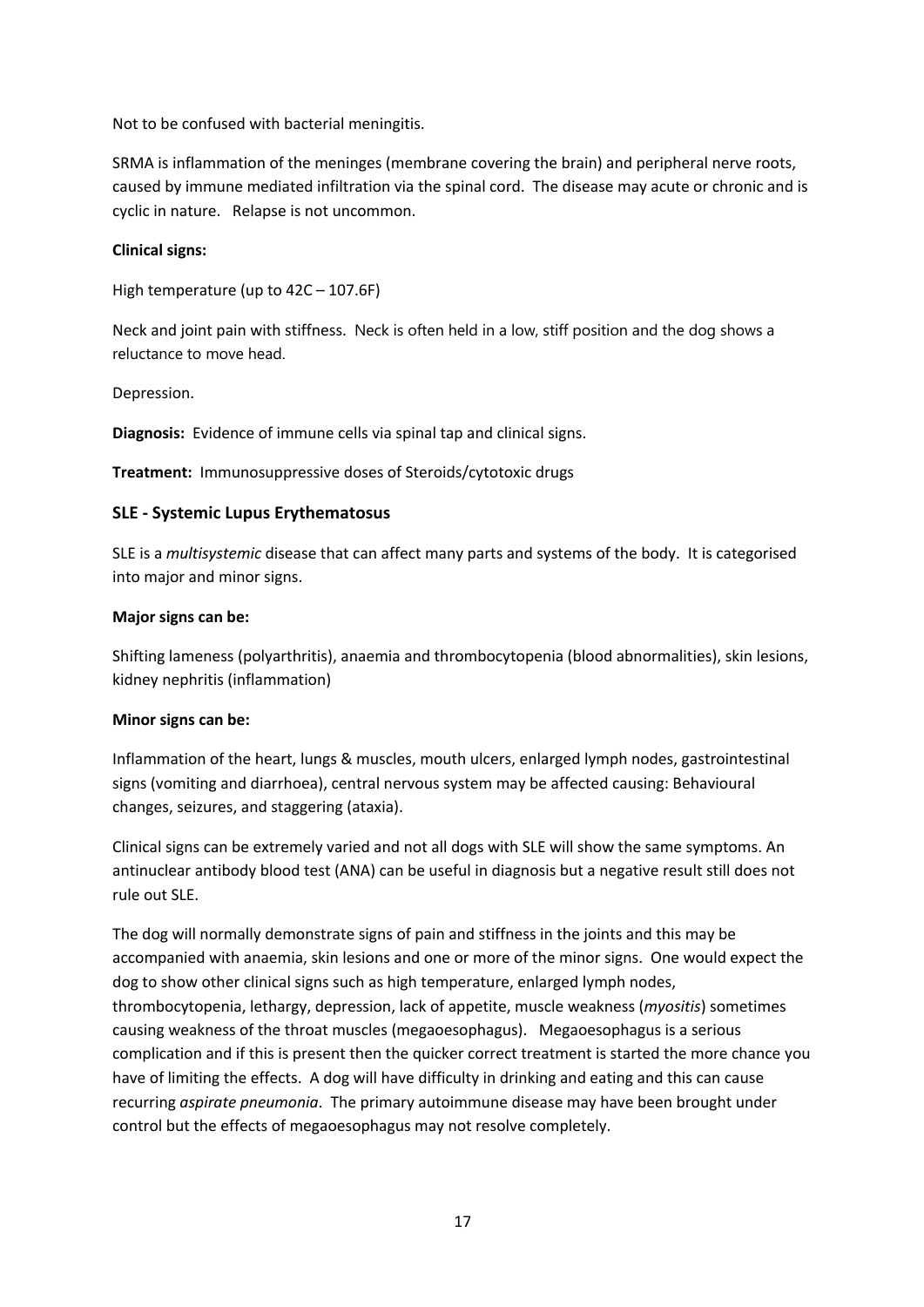Not to be confused with bacterial meningitis.

SRMA is inflammation of the meninges (membrane covering the brain) and peripheral nerve roots, caused by immune mediated infiltration via the spinal cord. The disease may acute or chronic and is cyclic in nature. Relapse is not uncommon.

**Clinical signs:**

High temperature (up to 42C – 107.6F)

Neck and joint pain with stiffness. Neck is often held in a low, stiff position and the dog shows a reluctance to move head.

Depression.

**Diagnosis:** Evidence of immune cells via spinal tap and clinical signs.

**Treatment:** Immunosuppressive doses of Steroids/cytotoxic drugs

## SLE - Systemic Lupus Erythematosus

SLE is a *multisystemic* disease that can affect many parts and systems of the body. It is categorised into major and minor signs.

**Major signs can be:**

Shifting lameness (polyarthritis), anaemia and thrombocytopenia (blood abnormalities), skin lesions, kidney nephritis (inflammation)

**Minor signs can be:**

Inflammation of the heart, lungs & muscles, mouth ulcers, enlarged lymph nodes, gastrointestinal signs (vomiting and diarrhoea), central nervous system may be affected causing: Behavioural changes, seizures, and staggering (ataxia).

Clinical signs can be extremely varied and not all dogs with SLE will show the same symptoms. An antinuclear antibody blood test (ANA) can be useful in diagnosis but a negative result still does not rule out SLE.

The dog will normally demonstrate signs of pain and stiffness in the joints and this may be accompanied with anaemia, skin lesions and one or more of the minor signs. One would expect the dog to show other clinical signs such as high temperature, enlarged lymph nodes, thrombocytopenia, lethargy, depression, lack of appetite, muscle weakness (*myositis*) sometimes causing weakness of the throat muscles (megaoesophagus). Megaoesophagus is a serious complication and if this is present then the quicker correct treatment is started the more chance you have of limiting the effects. A dog will have difficulty in drinking and eating and this can cause recurring *aspirate pneumonia*. The primary autoimmune disease may have been brought under control but the effects of megaoesophagus may not resolve completely.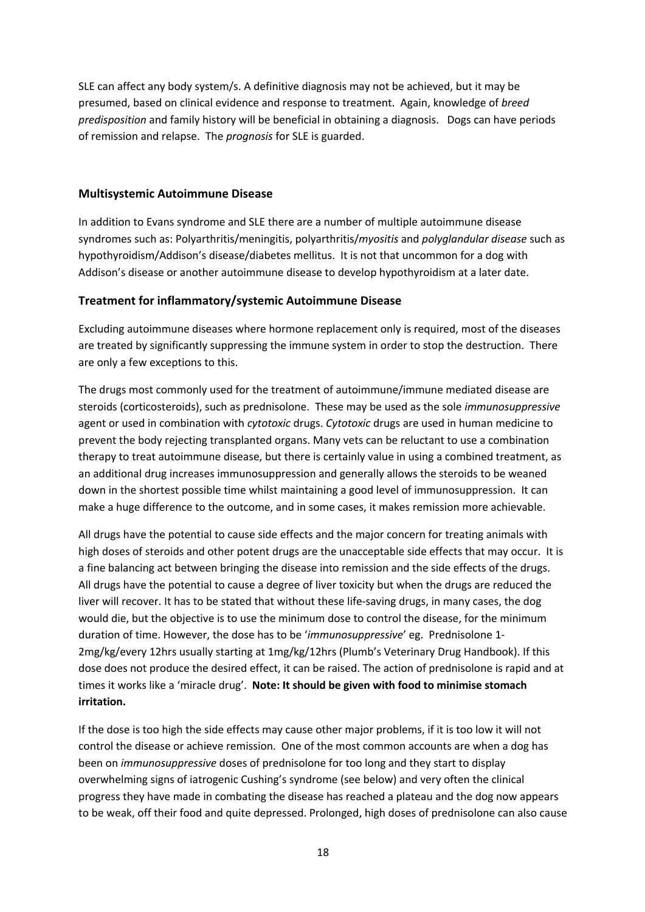SLE can affect any body system/s. A definitive diagnosis may not be achieved, but it may be presumed, based on clinical evidence and response to treatment. Again, knowledge of *breed predisposition* and family history will be beneficial in obtaining a diagnosis. Dogs can have periods of remission and relapse. The *prognosis* for SLE is guarded.

### Multisystemic Autoimmune Disease

In addition to Evans syndrome and SLE there are a number of multiple autoimmune disease syndromes such as: Polyarthritis/meningitis, polyarthritis/*myositis* and *polyglandular disease* such as hypothyroidism/Addison's disease/diabetes mellitus. It is not that uncommon for a dog with Addison's disease or another autoimmune disease to develop hypothyroidism at a later date.

### Treatment for inflammatory/systemic Autoimmune Disease

Excluding autoimmune diseases where hormone replacement only is required, most of the diseases are treated by significantly suppressing the immune system in order to stop the destruction. There are only a few exceptions to this.

The drugs most commonly used for the treatment of autoimmune/immune mediated disease are steroids (corticosteroids), such as prednisolone. These may be used as the sole *immunosuppressive* agent or used in combination with *cytotoxic* drugs. *Cytotoxic* drugs are used in human medicine to prevent the body rejecting transplanted organs. Many vets can be reluctant to use a combination therapy to treat autoimmune disease, but there is certainly value in using a combined treatment, as an additional drug increases immunosuppression and generally allows the steroids to be weaned down in the shortest possible time whilst maintaining a good level of immunosuppression. It can make a huge difference to the outcome, and in some cases, it makes remission more achievable.

All drugs have the potential to cause side effects and the major concern for treating animals with high doses of steroids and other potent drugs are the unacceptable side effects that may occur. It is a fine balancing act between bringing the disease into remission and the side effects of the drugs. All drugs have the potential to cause a degree of liver toxicity but when the drugs are reduced the liver will recover. It has to be stated that without these life-saving drugs, in many cases, the dog would die, but the objective is to use the minimum dose to control the disease, for the minimum duration of time. However, the dose has to be '*immunosuppressive*' eg. Prednisolone 1-2mg/kg/every 12hrs usually starting at 1mg/kg/12hrs (Plumb's Veterinary Drug Handbook). If this dose does not produce the desired effect, it can be raised. The action of prednisolone is rapid and at times it works like a 'miracle drug'. **Note: It should be given with food to minimise stomach irritation.**

If the dose is too high the side effects may cause other major problems, if it is too low it will not control the disease or achieve remission. One of the most common accounts are when a dog has been on *immunosuppressive* doses of prednisolone for too long and they start to display overwhelming signs of iatrogenic Cushing's syndrome (see below) and very often the clinical progress they have made in combating the disease has reached a plateau and the dog now appears to be weak, off their food and quite depressed. Prolonged, high doses of prednisolone can also cause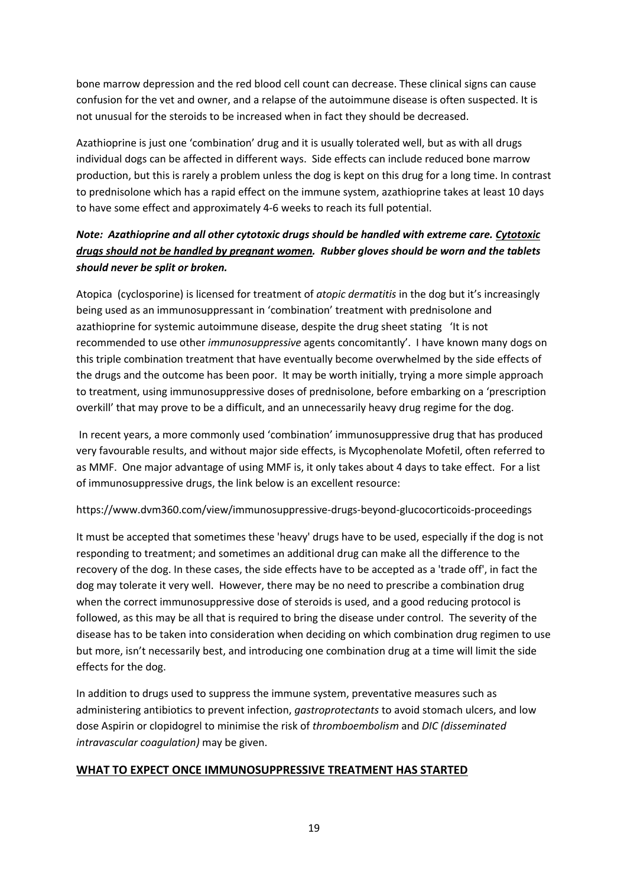bone marrow depression and the red blood cell count can decrease. These clinical signs can cause confusion for the vet and owner, and a relapse of the autoimmune disease is often suspected. It is not unusual for the steroids to be increased when in fact they should be decreased.

Azathioprine is just one 'combination' drug and it is usually tolerated well, but as with all drugs individual dogs can be affected in different ways. Side effects can include reduced bone marrow production, but this is rarely a problem unless the dog is kept on this drug for a long time. In contrast to prednisolone which has a rapid effect on the immune system, azathioprine takes at least 10 days to have some effect and approximately 4-6 weeks to reach its full potential.

***Note: Azathioprine and all other cytotoxic drugs should be handled with extreme care. <u>Cytotoxic drugs should not be handled by pregnant women</u>. Rubber gloves should be worn and the tablets should never be split or broken.***

Atopica (cyclosporine) is licensed for treatment of *atopic dermatitis* in the dog but it's increasingly being used as an immunosuppressant in 'combination' treatment with prednisolone and azathioprine for systemic autoimmune disease, despite the drug sheet stating 'It is not recommended to use other *immunosuppressive* agents concomitantly'. I have known many dogs on this triple combination treatment that have eventually become overwhelmed by the side effects of the drugs and the outcome has been poor. It may be worth initially, trying a more simple approach to treatment, using immunosuppressive doses of prednisolone, before embarking on a 'prescription overkill' that may prove to be a difficult, and an unnecessarily heavy drug regime for the dog.

In recent years, a more commonly used 'combination' immunosuppressive drug that has produced very favourable results, and without major side effects, is Mycophenolate Mofetil, often referred to as MMF. One major advantage of using MMF is, it only takes about 4 days to take effect. For a list of immunosuppressive drugs, the link below is an excellent resource:

https://www.dvm360.com/view/immunosuppressive-drugs-beyond-glucocorticoids-proceedings

It must be accepted that sometimes these 'heavy' drugs have to be used, especially if the dog is not responding to treatment; and sometimes an additional drug can make all the difference to the recovery of the dog. In these cases, the side effects have to be accepted as a 'trade off', in fact the dog may tolerate it very well. However, there may be no need to prescribe a combination drug when the correct immunosuppressive dose of steroids is used, and a good reducing protocol is followed, as this may be all that is required to bring the disease under control. The severity of the disease has to be taken into consideration when deciding on which combination drug regimen to use but more, isn't necessarily best, and introducing one combination drug at a time will limit the side effects for the dog.

In addition to drugs used to suppress the immune system, preventative measures such as administering antibiotics to prevent infection, *gastroprotectants* to avoid stomach ulcers, and low dose Aspirin or clopidogrel to minimise the risk of *thromboembolism* and *DIC (disseminated intravascular coagulation)* may be given.

## <u>WHAT TO EXPECT ONCE IMMUNOSUPPRESSIVE TREATMENT HAS STARTED</u>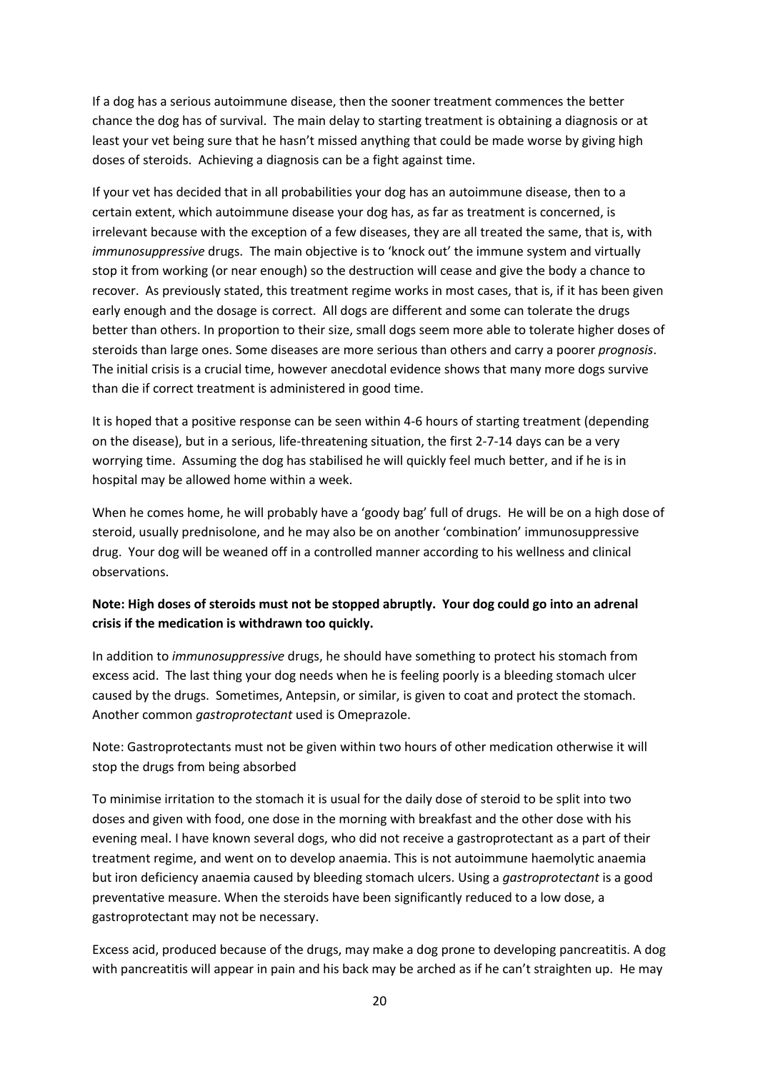If a dog has a serious autoimmune disease, then the sooner treatment commences the better chance the dog has of survival. The main delay to starting treatment is obtaining a diagnosis or at least your vet being sure that he hasn't missed anything that could be made worse by giving high doses of steroids. Achieving a diagnosis can be a fight against time.

If your vet has decided that in all probabilities your dog has an autoimmune disease, then to a certain extent, which autoimmune disease your dog has, as far as treatment is concerned, is irrelevant because with the exception of a few diseases, they are all treated the same, that is, with *immunosuppressive* drugs. The main objective is to 'knock out' the immune system and virtually stop it from working (or near enough) so the destruction will cease and give the body a chance to recover. As previously stated, this treatment regime works in most cases, that is, if it has been given early enough and the dosage is correct. All dogs are different and some can tolerate the drugs better than others. In proportion to their size, small dogs seem more able to tolerate higher doses of steroids than large ones. Some diseases are more serious than others and carry a poorer *prognosis*. The initial crisis is a crucial time, however anecdotal evidence shows that many more dogs survive than die if correct treatment is administered in good time.

It is hoped that a positive response can be seen within 4-6 hours of starting treatment (depending on the disease), but in a serious, life-threatening situation, the first 2-7-14 days can be a very worrying time. Assuming the dog has stabilised he will quickly feel much better, and if he is in hospital may be allowed home within a week.

When he comes home, he will probably have a 'goody bag' full of drugs. He will be on a high dose of steroid, usually prednisolone, and he may also be on another 'combination' immunosuppressive drug. Your dog will be weaned off in a controlled manner according to his wellness and clinical observations.

**Note: High doses of steroids must not be stopped abruptly. Your dog could go into an adrenal crisis if the medication is withdrawn too quickly.**

In addition to *immunosuppressive* drugs, he should have something to protect his stomach from excess acid. The last thing your dog needs when he is feeling poorly is a bleeding stomach ulcer caused by the drugs. Sometimes, Antepsin, or similar, is given to coat and protect the stomach. Another common *gastroprotectant* used is Omeprazole.

Note: Gastroprotectants must not be given within two hours of other medication otherwise it will stop the drugs from being absorbed

To minimise irritation to the stomach it is usual for the daily dose of steroid to be split into two doses and given with food, one dose in the morning with breakfast and the other dose with his evening meal. I have known several dogs, who did not receive a gastroprotectant as a part of their treatment regime, and went on to develop anaemia. This is not autoimmune haemolytic anaemia but iron deficiency anaemia caused by bleeding stomach ulcers. Using a *gastroprotectant* is a good preventative measure. When the steroids have been significantly reduced to a low dose, a gastroprotectant may not be necessary.

Excess acid, produced because of the drugs, may make a dog prone to developing pancreatitis. A dog with pancreatitis will appear in pain and his back may be arched as if he can't straighten up. He may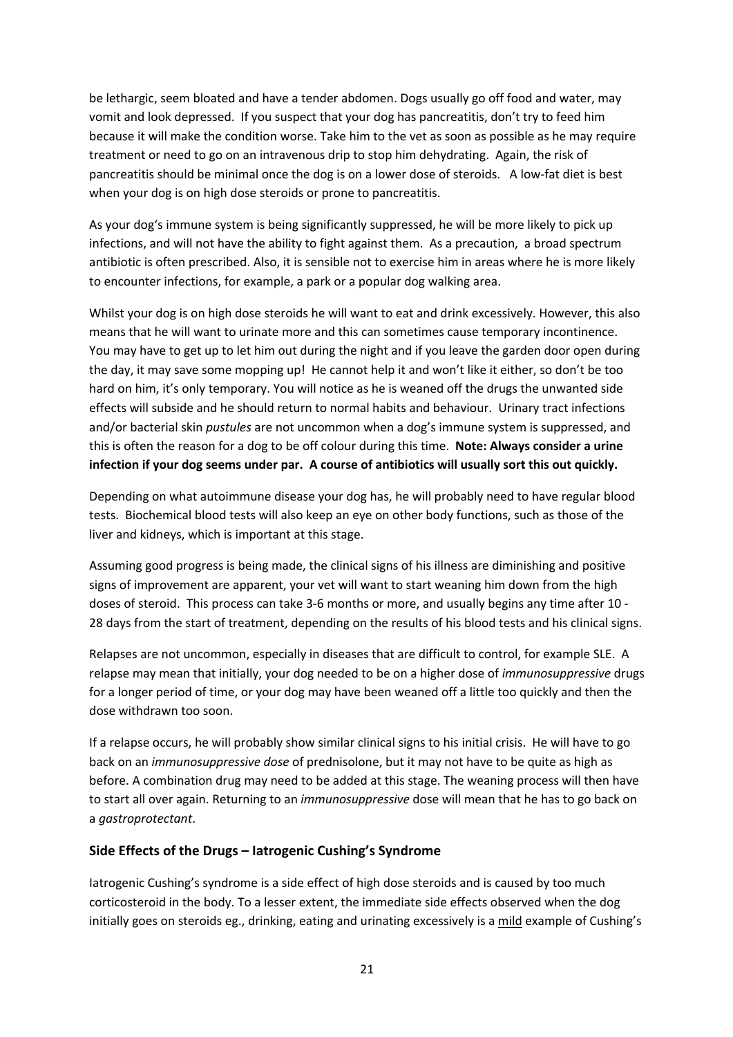be lethargic, seem bloated and have a tender abdomen. Dogs usually go off food and water, may vomit and look depressed. If you suspect that your dog has pancreatitis, don't try to feed him because it will make the condition worse. Take him to the vet as soon as possible as he may require treatment or need to go on an intravenous drip to stop him dehydrating. Again, the risk of pancreatitis should be minimal once the dog is on a lower dose of steroids. A low-fat diet is best when your dog is on high dose steroids or prone to pancreatitis.

As your dog's immune system is being significantly suppressed, he will be more likely to pick up infections, and will not have the ability to fight against them. As a precaution, a broad spectrum antibiotic is often prescribed. Also, it is sensible not to exercise him in areas where he is more likely to encounter infections, for example, a park or a popular dog walking area.

Whilst your dog is on high dose steroids he will want to eat and drink excessively. However, this also means that he will want to urinate more and this can sometimes cause temporary incontinence. You may have to get up to let him out during the night and if you leave the garden door open during the day, it may save some mopping up! He cannot help it and won't like it either, so don't be too hard on him, it's only temporary. You will notice as he is weaned off the drugs the unwanted side effects will subside and he should return to normal habits and behaviour. Urinary tract infections and/or bacterial skin *pustules* are not uncommon when a dog's immune system is suppressed, and this is often the reason for a dog to be off colour during this time. **Note: Always consider a urine infection if your dog seems under par. A course of antibiotics will usually sort this out quickly.**

Depending on what autoimmune disease your dog has, he will probably need to have regular blood tests. Biochemical blood tests will also keep an eye on other body functions, such as those of the liver and kidneys, which is important at this stage.

Assuming good progress is being made, the clinical signs of his illness are diminishing and positive signs of improvement are apparent, your vet will want to start weaning him down from the high doses of steroid. This process can take 3-6 months or more, and usually begins any time after 10 - 28 days from the start of treatment, depending on the results of his blood tests and his clinical signs.

Relapses are not uncommon, especially in diseases that are difficult to control, for example SLE. A relapse may mean that initially, your dog needed to be on a higher dose of *immunosuppressive* drugs for a longer period of time, or your dog may have been weaned off a little too quickly and then the dose withdrawn too soon.

If a relapse occurs, he will probably show similar clinical signs to his initial crisis. He will have to go back on an *immunosuppressive dose* of prednisolone, but it may not have to be quite as high as before. A combination drug may need to be added at this stage. The weaning process will then have to start all over again. Returning to an *immunosuppressive* dose will mean that he has to go back on a *gastroprotectant*.

### Side Effects of the Drugs – Iatrogenic Cushing's Syndrome

Iatrogenic Cushing's syndrome is a side effect of high dose steroids and is caused by too much corticosteroid in the body. To a lesser extent, the immediate side effects observed when the dog initially goes on steroids eg., drinking, eating and urinating excessively is a <u>mild</u> example of Cushing's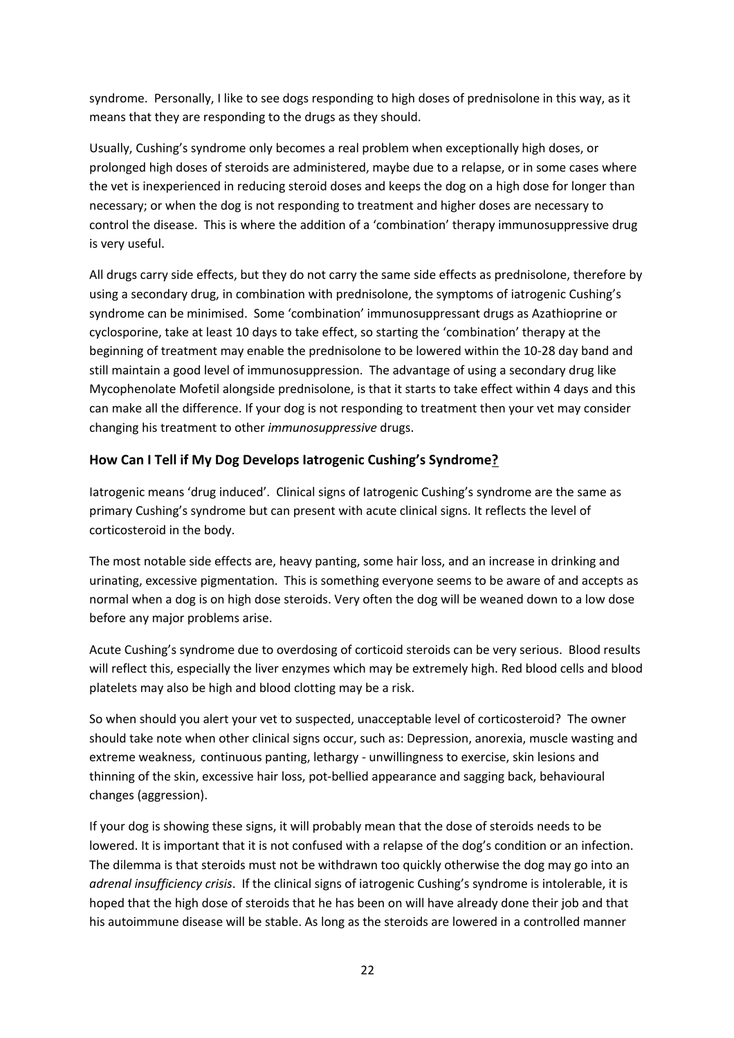syndrome. Personally, I like to see dogs responding to high doses of prednisolone in this way, as it means that they are responding to the drugs as they should.

Usually, Cushing's syndrome only becomes a real problem when exceptionally high doses, or prolonged high doses of steroids are administered, maybe due to a relapse, or in some cases where the vet is inexperienced in reducing steroid doses and keeps the dog on a high dose for longer than necessary; or when the dog is not responding to treatment and higher doses are necessary to control the disease. This is where the addition of a 'combination' therapy immunosuppressive drug is very useful.

All drugs carry side effects, but they do not carry the same side effects as prednisolone, therefore by using a secondary drug, in combination with prednisolone, the symptoms of iatrogenic Cushing's syndrome can be minimised. Some 'combination' immunosuppressant drugs as Azathioprine or cyclosporine, take at least 10 days to take effect, so starting the 'combination' therapy at the beginning of treatment may enable the prednisolone to be lowered within the 10-28 day band and still maintain a good level of immunosuppression. The advantage of using a secondary drug like Mycophenolate Mofetil alongside prednisolone, is that it starts to take effect within 4 days and this can make all the difference. If your dog is not responding to treatment then your vet may consider changing his treatment to other *immunosuppressive* drugs.

### How Can I Tell if My Dog Develops Iatrogenic Cushing's Syndrome?

Iatrogenic means 'drug induced'. Clinical signs of Iatrogenic Cushing's syndrome are the same as primary Cushing's syndrome but can present with acute clinical signs. It reflects the level of corticosteroid in the body.

The most notable side effects are, heavy panting, some hair loss, and an increase in drinking and urinating, excessive pigmentation. This is something everyone seems to be aware of and accepts as normal when a dog is on high dose steroids. Very often the dog will be weaned down to a low dose before any major problems arise.

Acute Cushing's syndrome due to overdosing of corticoid steroids can be very serious. Blood results will reflect this, especially the liver enzymes which may be extremely high. Red blood cells and blood platelets may also be high and blood clotting may be a risk.

So when should you alert your vet to suspected, unacceptable level of corticosteroid? The owner should take note when other clinical signs occur, such as: Depression, anorexia, muscle wasting and extreme weakness, continuous panting, lethargy - unwillingness to exercise, skin lesions and thinning of the skin, excessive hair loss, pot-bellied appearance and sagging back, behavioural changes (aggression).

If your dog is showing these signs, it will probably mean that the dose of steroids needs to be lowered. It is important that it is not confused with a relapse of the dog's condition or an infection. The dilemma is that steroids must not be withdrawn too quickly otherwise the dog may go into an *adrenal insufficiency crisis*. If the clinical signs of iatrogenic Cushing's syndrome is intolerable, it is hoped that the high dose of steroids that he has been on will have already done their job and that his autoimmune disease will be stable. As long as the steroids are lowered in a controlled manner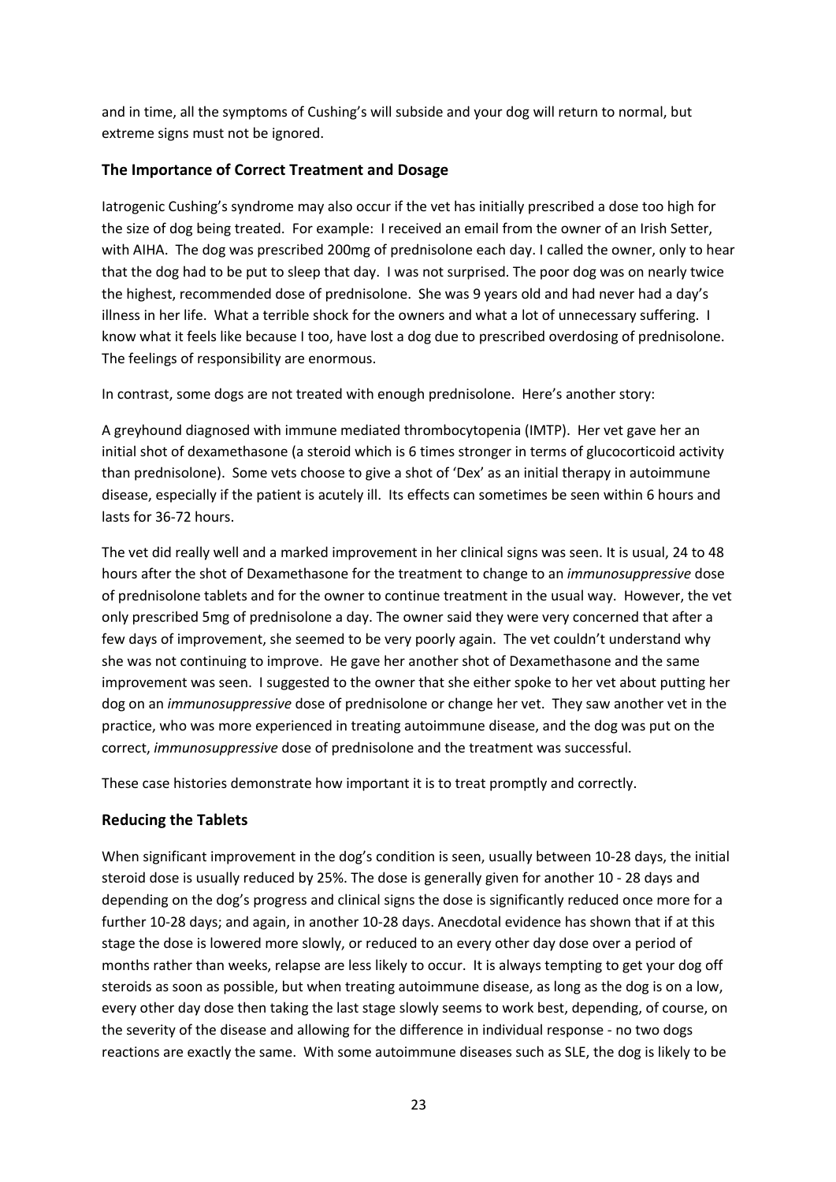and in time, all the symptoms of Cushing's will subside and your dog will return to normal, but extreme signs must not be ignored.

### The Importance of Correct Treatment and Dosage

Iatrogenic Cushing's syndrome may also occur if the vet has initially prescribed a dose too high for the size of dog being treated. For example: I received an email from the owner of an Irish Setter, with AIHA. The dog was prescribed 200mg of prednisolone each day. I called the owner, only to hear that the dog had to be put to sleep that day. I was not surprised. The poor dog was on nearly twice the highest, recommended dose of prednisolone. She was 9 years old and had never had a day's illness in her life. What a terrible shock for the owners and what a lot of unnecessary suffering. I know what it feels like because I too, have lost a dog due to prescribed overdosing of prednisolone. The feelings of responsibility are enormous.

In contrast, some dogs are not treated with enough prednisolone. Here's another story:

A greyhound diagnosed with immune mediated thrombocytopenia (IMTP). Her vet gave her an initial shot of dexamethasone (a steroid which is 6 times stronger in terms of glucocorticoid activity than prednisolone). Some vets choose to give a shot of 'Dex' as an initial therapy in autoimmune disease, especially if the patient is acutely ill. Its effects can sometimes be seen within 6 hours and lasts for 36-72 hours.

The vet did really well and a marked improvement in her clinical signs was seen. It is usual, 24 to 48 hours after the shot of Dexamethasone for the treatment to change to an *immunosuppressive* dose of prednisolone tablets and for the owner to continue treatment in the usual way. However, the vet only prescribed 5mg of prednisolone a day. The owner said they were very concerned that after a few days of improvement, she seemed to be very poorly again. The vet couldn't understand why she was not continuing to improve. He gave her another shot of Dexamethasone and the same improvement was seen. I suggested to the owner that she either spoke to her vet about putting her dog on an *immunosuppressive* dose of prednisolone or change her vet. They saw another vet in the practice, who was more experienced in treating autoimmune disease, and the dog was put on the correct, *immunosuppressive* dose of prednisolone and the treatment was successful.

These case histories demonstrate how important it is to treat promptly and correctly.

### Reducing the Tablets

When significant improvement in the dog's condition is seen, usually between 10-28 days, the initial steroid dose is usually reduced by 25%. The dose is generally given for another 10 - 28 days and depending on the dog's progress and clinical signs the dose is significantly reduced once more for a further 10-28 days; and again, in another 10-28 days. Anecdotal evidence has shown that if at this stage the dose is lowered more slowly, or reduced to an every other day dose over a period of months rather than weeks, relapse are less likely to occur. It is always tempting to get your dog off steroids as soon as possible, but when treating autoimmune disease, as long as the dog is on a low, every other day dose then taking the last stage slowly seems to work best, depending, of course, on the severity of the disease and allowing for the difference in individual response - no two dogs reactions are exactly the same. With some autoimmune diseases such as SLE, the dog is likely to be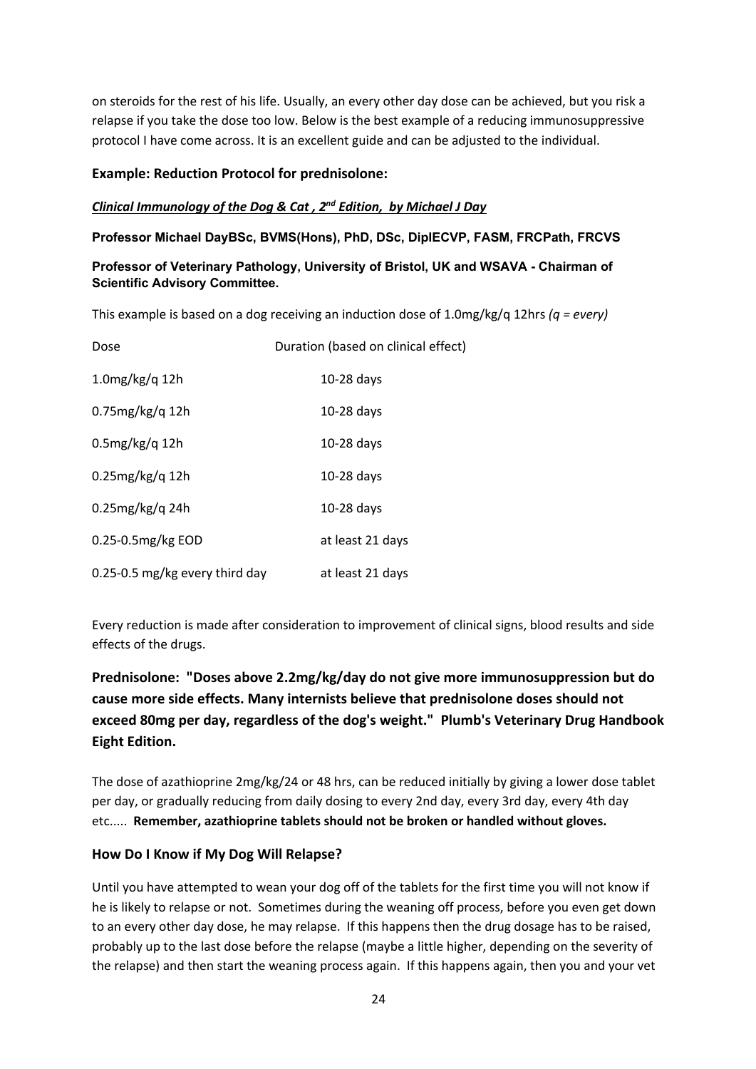on steroids for the rest of his life. Usually, an every other day dose can be achieved, but you risk a relapse if you take the dose too low. Below is the best example of a reducing immunosuppressive protocol I have come across. It is an excellent guide and can be adjusted to the individual.

### Example: Reduction Protocol for prednisolone:

***Clinical Immunology of the Dog & Cat , 2nd Edition, by Michael J Day***

**Professor Michael DayBSc, BVMS(Hons), PhD, DSc, DiplECVP, FASM, FRCPath, FRCVS**

**Professor of Veterinary Pathology, University of Bristol, UK and WSAVA - Chairman of Scientific Advisory Committee.**

This example is based on a dog receiving an induction dose of 1.0mg/kg/q 12hrs *(q = every)*

| Dose | Duration (based on clinical effect) |
|---|---|
| 1.0mg/kg/q 12h | 10-28 days |
| 0.75mg/kg/q 12h | 10-28 days |
| 0.5mg/kg/q 12h | 10-28 days |
| 0.25mg/kg/q 12h | 10-28 days |
| 0.25mg/kg/q 24h | 10-28 days |
| 0.25-0.5mg/kg EOD | at least 21 days |
| 0.25-0.5 mg/kg every third day | at least 21 days |

Every reduction is made after consideration to improvement of clinical signs, blood results and side effects of the drugs.

**Prednisolone: "Doses above 2.2mg/kg/day do not give more immunosuppression but do cause more side effects. Many internists believe that prednisolone doses should not exceed 80mg per day, regardless of the dog's weight." Plumb's Veterinary Drug Handbook Eight Edition.**

The dose of azathioprine 2mg/kg/24 or 48 hrs, can be reduced initially by giving a lower dose tablet per day, or gradually reducing from daily dosing to every 2nd day, every 3rd day, every 4th day etc..... **Remember, azathioprine tablets should not be broken or handled without gloves.**

### How Do I Know if My Dog Will Relapse?

Until you have attempted to wean your dog off of the tablets for the first time you will not know if he is likely to relapse or not. Sometimes during the weaning off process, before you even get down to an every other day dose, he may relapse. If this happens then the drug dosage has to be raised, probably up to the last dose before the relapse (maybe a little higher, depending on the severity of the relapse) and then start the weaning process again. If this happens again, then you and your vet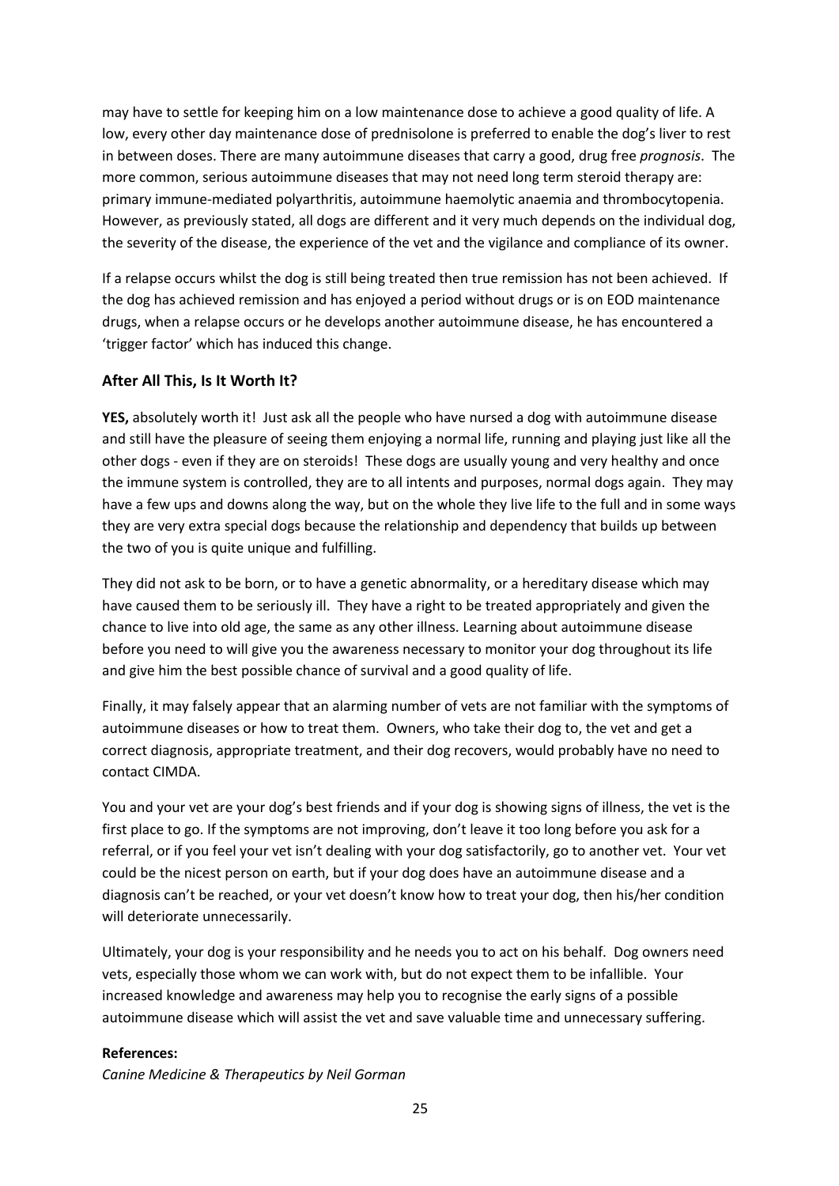may have to settle for keeping him on a low maintenance dose to achieve a good quality of life. A low, every other day maintenance dose of prednisolone is preferred to enable the dog's liver to rest in between doses. There are many autoimmune diseases that carry a good, drug free *prognosis*. The more common, serious autoimmune diseases that may not need long term steroid therapy are: primary immune-mediated polyarthritis, autoimmune haemolytic anaemia and thrombocytopenia. However, as previously stated, all dogs are different and it very much depends on the individual dog, the severity of the disease, the experience of the vet and the vigilance and compliance of its owner.

If a relapse occurs whilst the dog is still being treated then true remission has not been achieved. If the dog has achieved remission and has enjoyed a period without drugs or is on EOD maintenance drugs, when a relapse occurs or he develops another autoimmune disease, he has encountered a 'trigger factor' which has induced this change.

### After All This, Is It Worth It?

**YES,** absolutely worth it! Just ask all the people who have nursed a dog with autoimmune disease and still have the pleasure of seeing them enjoying a normal life, running and playing just like all the other dogs - even if they are on steroids! These dogs are usually young and very healthy and once the immune system is controlled, they are to all intents and purposes, normal dogs again. They may have a few ups and downs along the way, but on the whole they live life to the full and in some ways they are very extra special dogs because the relationship and dependency that builds up between the two of you is quite unique and fulfilling.

They did not ask to be born, or to have a genetic abnormality, or a hereditary disease which may have caused them to be seriously ill. They have a right to be treated appropriately and given the chance to live into old age, the same as any other illness. Learning about autoimmune disease before you need to will give you the awareness necessary to monitor your dog throughout its life and give him the best possible chance of survival and a good quality of life.

Finally, it may falsely appear that an alarming number of vets are not familiar with the symptoms of autoimmune diseases or how to treat them. Owners, who take their dog to, the vet and get a correct diagnosis, appropriate treatment, and their dog recovers, would probably have no need to contact CIMDA.

You and your vet are your dog's best friends and if your dog is showing signs of illness, the vet is the first place to go. If the symptoms are not improving, don't leave it too long before you ask for a referral, or if you feel your vet isn't dealing with your dog satisfactorily, go to another vet. Your vet could be the nicest person on earth, but if your dog does have an autoimmune disease and a diagnosis can't be reached, or your vet doesn't know how to treat your dog, then his/her condition will deteriorate unnecessarily.

Ultimately, your dog is your responsibility and he needs you to act on his behalf. Dog owners need vets, especially those whom we can work with, but do not expect them to be infallible. Your increased knowledge and awareness may help you to recognise the early signs of a possible autoimmune disease which will assist the vet and save valuable time and unnecessary suffering.

**References:**

*Canine Medicine & Therapeutics by Neil Gorman*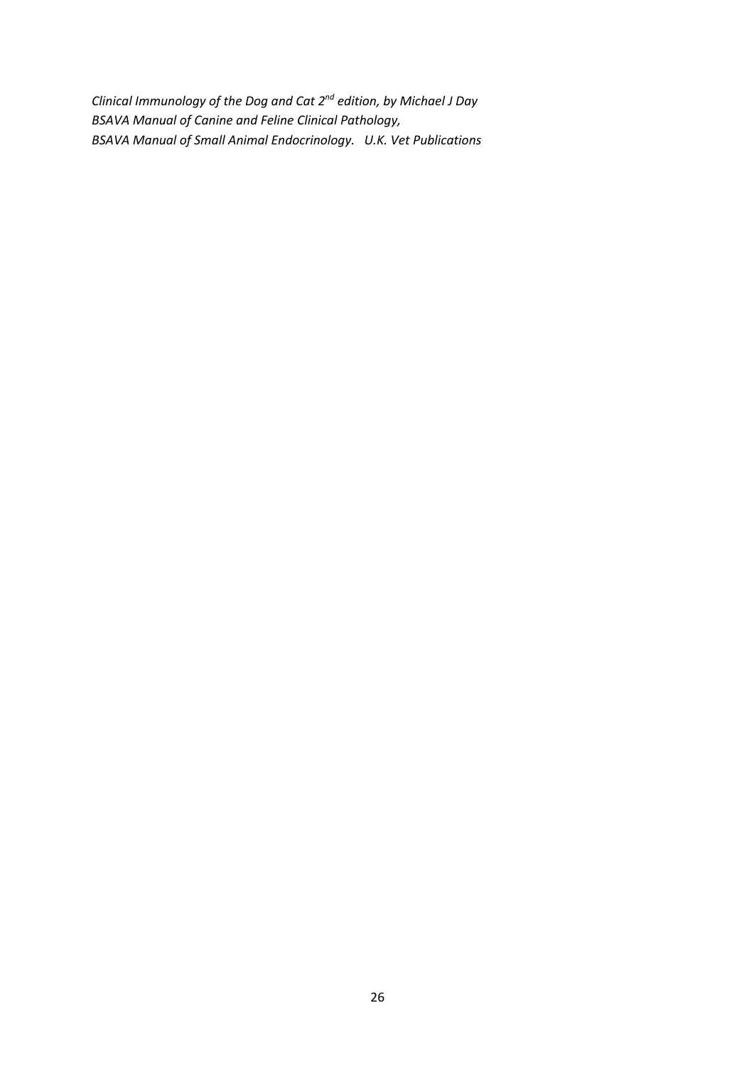*Clinical Immunology of the Dog and Cat 2nd edition, by Michael J Day*
*BSAVA Manual of Canine and Feline Clinical Pathology,*
*BSAVA Manual of Small Animal Endocrinology. U.K. Vet Publications*